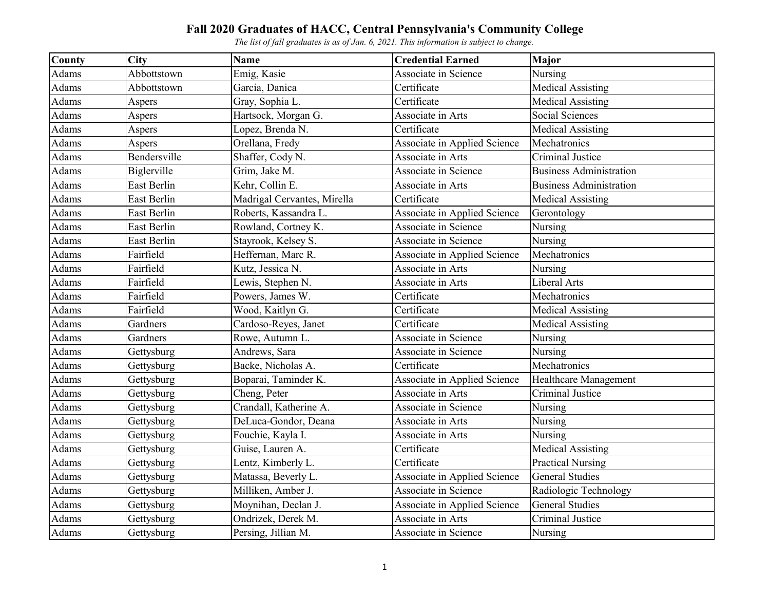# Fall 2020 Graduates of HACC, Central Pennsylvania's Community College

*The list of fall graduates is as of Jan. 6, 2021. This information is subject to change.*

| County | City | Name | Credential Earned | Major |
|---|---|---|---|---|
| Adams | Abbottstown | Emig, Kasie | Associate in Science | Nursing |
| Adams | Abbottstown | Garcia, Danica | Certificate | Medical Assisting |
| Adams | Aspers | Gray, Sophia L. | Certificate | Medical Assisting |
| Adams | Aspers | Hartsock, Morgan G. | Associate in Arts | Social Sciences |
| Adams | Aspers | Lopez, Brenda N. | Certificate | Medical Assisting |
| Adams | Aspers | Orellana, Fredy | Associate in Applied Science | Mechatronics |
| Adams | Bendersville | Shaffer, Cody N. | Associate in Arts | Criminal Justice |
| Adams | Biglerville | Grim, Jake M. | Associate in Science | Business Administration |
| Adams | East Berlin | Kehr, Collin E. | Associate in Arts | Business Administration |
| Adams | East Berlin | Madrigal Cervantes, Mirella | Certificate | Medical Assisting |
| Adams | East Berlin | Roberts, Kassandra L. | Associate in Applied Science | Gerontology |
| Adams | East Berlin | Rowland, Cortney K. | Associate in Science | Nursing |
| Adams | East Berlin | Stayrook, Kelsey S. | Associate in Science | Nursing |
| Adams | Fairfield | Heffernan, Marc R. | Associate in Applied Science | Mechatronics |
| Adams | Fairfield | Kutz, Jessica N. | Associate in Arts | Nursing |
| Adams | Fairfield | Lewis, Stephen N. | Associate in Arts | Liberal Arts |
| Adams | Fairfield | Powers, James W. | Certificate | Mechatronics |
| Adams | Fairfield | Wood, Kaitlyn G. | Certificate | Medical Assisting |
| Adams | Gardners | Cardoso-Reyes, Janet | Certificate | Medical Assisting |
| Adams | Gardners | Rowe, Autumn L. | Associate in Science | Nursing |
| Adams | Gettysburg | Andrews, Sara | Associate in Science | Nursing |
| Adams | Gettysburg | Backe, Nicholas A. | Certificate | Mechatronics |
| Adams | Gettysburg | Boparai, Taminder K. | Associate in Applied Science | Healthcare Management |
| Adams | Gettysburg | Cheng, Peter | Associate in Arts | Criminal Justice |
| Adams | Gettysburg | Crandall, Katherine A. | Associate in Science | Nursing |
| Adams | Gettysburg | DeLuca-Gondor, Deana | Associate in Arts | Nursing |
| Adams | Gettysburg | Fouchie, Kayla I. | Associate in Arts | Nursing |
| Adams | Gettysburg | Guise, Lauren A. | Certificate | Medical Assisting |
| Adams | Gettysburg | Lentz, Kimberly L. | Certificate | Practical Nursing |
| Adams | Gettysburg | Matassa, Beverly L. | Associate in Applied Science | General Studies |
| Adams | Gettysburg | Milliken, Amber J. | Associate in Science | Radiologic Technology |
| Adams | Gettysburg | Moynihan, Declan J. | Associate in Applied Science | General Studies |
| Adams | Gettysburg | Ondrizek, Derek M. | Associate in Arts | Criminal Justice |
| Adams | Gettysburg | Persing, Jillian M. | Associate in Science | Nursing |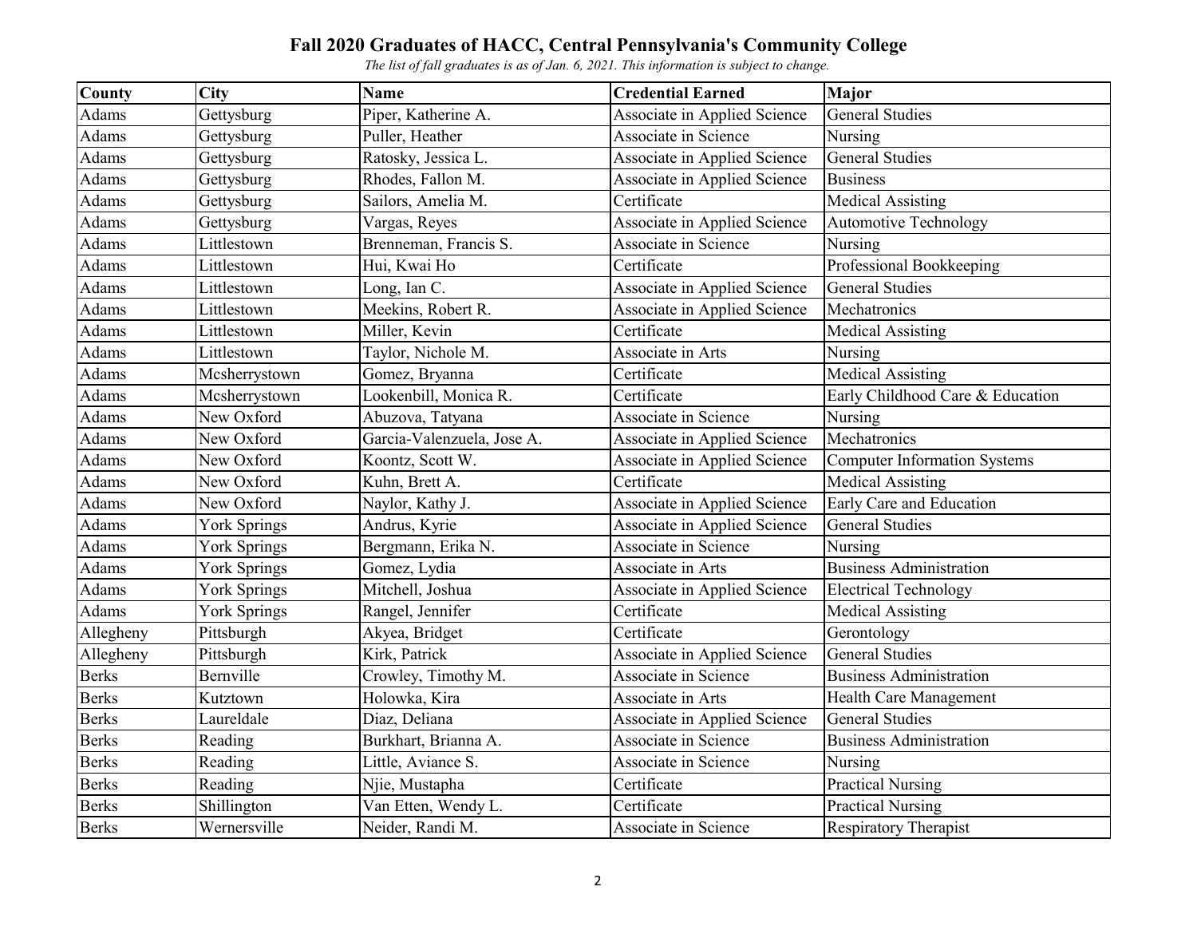# Fall 2020 Graduates of HACC, Central Pennsylvania's Community College

*The list of fall graduates is as of Jan. 6, 2021. This information is subject to change.*

| County | City | Name | Credential Earned | Major |
|---|---|---|---|---|
| Adams | Gettysburg | Piper, Katherine A. | Associate in Applied Science | General Studies |
| Adams | Gettysburg | Puller, Heather | Associate in Science | Nursing |
| Adams | Gettysburg | Ratosky, Jessica L. | Associate in Applied Science | General Studies |
| Adams | Gettysburg | Rhodes, Fallon M. | Associate in Applied Science | Business |
| Adams | Gettysburg | Sailors, Amelia M. | Certificate | Medical Assisting |
| Adams | Gettysburg | Vargas, Reyes | Associate in Applied Science | Automotive Technology |
| Adams | Littlestown | Brenneman, Francis S. | Associate in Science | Nursing |
| Adams | Littlestown | Hui, Kwai Ho | Certificate | Professional Bookkeeping |
| Adams | Littlestown | Long, Ian C. | Associate in Applied Science | General Studies |
| Adams | Littlestown | Meekins, Robert R. | Associate in Applied Science | Mechatronics |
| Adams | Littlestown | Miller, Kevin | Certificate | Medical Assisting |
| Adams | Littlestown | Taylor, Nichole M. | Associate in Arts | Nursing |
| Adams | Mcsherrystown | Gomez, Bryanna | Certificate | Medical Assisting |
| Adams | Mcsherrystown | Lookenbill, Monica R. | Certificate | Early Childhood Care & Education |
| Adams | New Oxford | Abuzova, Tatyana | Associate in Science | Nursing |
| Adams | New Oxford | Garcia-Valenzuela, Jose A. | Associate in Applied Science | Mechatronics |
| Adams | New Oxford | Koontz, Scott W. | Associate in Applied Science | Computer Information Systems |
| Adams | New Oxford | Kuhn, Brett A. | Certificate | Medical Assisting |
| Adams | New Oxford | Naylor, Kathy J. | Associate in Applied Science | Early Care and Education |
| Adams | York Springs | Andrus, Kyrie | Associate in Applied Science | General Studies |
| Adams | York Springs | Bergmann, Erika N. | Associate in Science | Nursing |
| Adams | York Springs | Gomez, Lydia | Associate in Arts | Business Administration |
| Adams | York Springs | Mitchell, Joshua | Associate in Applied Science | Electrical Technology |
| Adams | York Springs | Rangel, Jennifer | Certificate | Medical Assisting |
| Allegheny | Pittsburgh | Akyea, Bridget | Certificate | Gerontology |
| Allegheny | Pittsburgh | Kirk, Patrick | Associate in Applied Science | General Studies |
| Berks | Bernville | Crowley, Timothy M. | Associate in Science | Business Administration |
| Berks | Kutztown | Holowka, Kira | Associate in Arts | Health Care Management |
| Berks | Laureldale | Diaz, Deliana | Associate in Applied Science | General Studies |
| Berks | Reading | Burkhart, Brianna A. | Associate in Science | Business Administration |
| Berks | Reading | Little, Aviance S. | Associate in Science | Nursing |
| Berks | Reading | Njie, Mustapha | Certificate | Practical Nursing |
| Berks | Shillington | Van Etten, Wendy L. | Certificate | Practical Nursing |
| Berks | Wernersville | Neider, Randi M. | Associate in Science | Respiratory Therapist |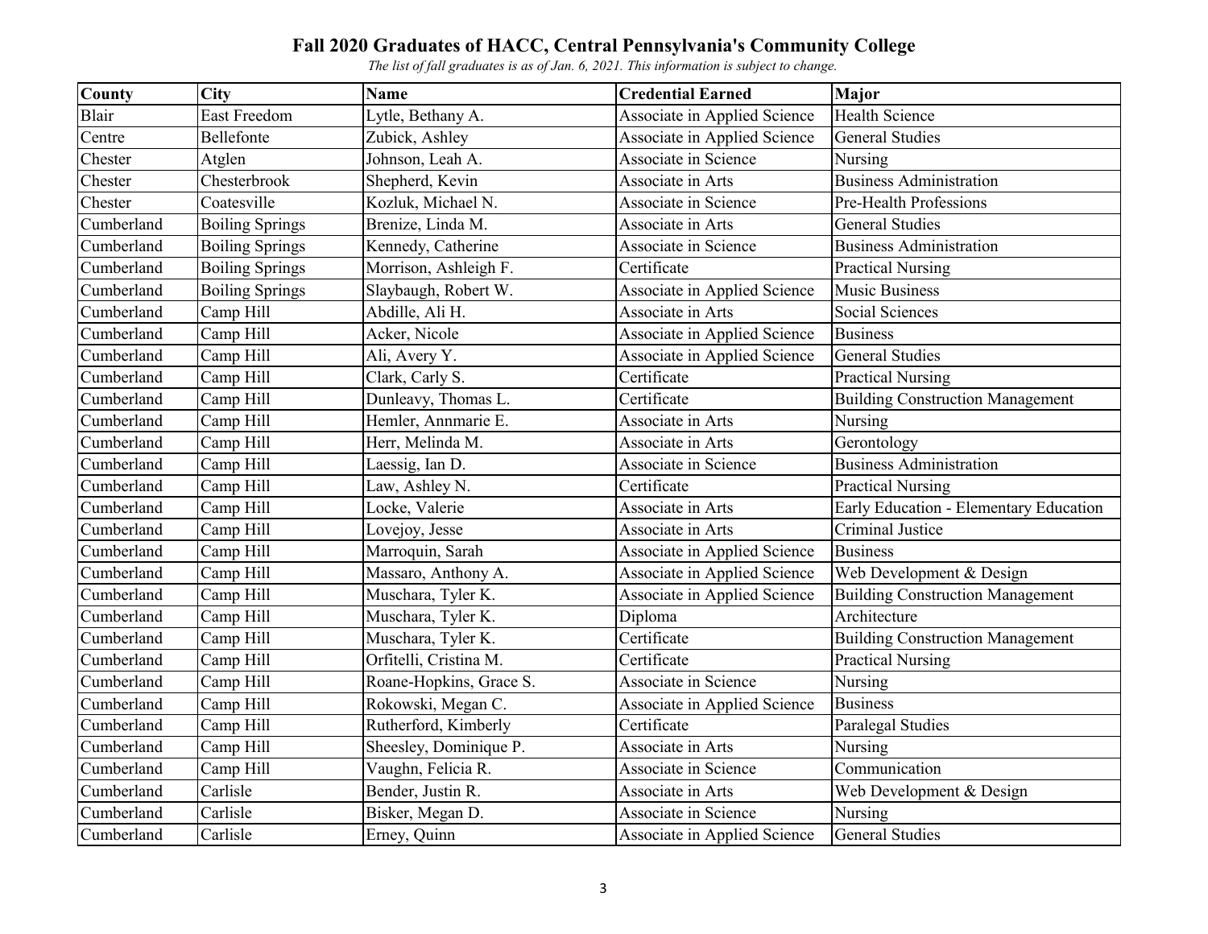# Fall 2020 Graduates of HACC, Central Pennsylvania's Community College

*The list of fall graduates is as of Jan. 6, 2021. This information is subject to change.*

| County | City | Name | Credential Earned | Major |
|---|---|---|---|---|
| Blair | East Freedom | Lytle, Bethany A. | Associate in Applied Science | Health Science |
| Centre | Bellefonte | Zubick, Ashley | Associate in Applied Science | General Studies |
| Chester | Atglen | Johnson, Leah A. | Associate in Science | Nursing |
| Chester | Chesterbrook | Shepherd, Kevin | Associate in Arts | Business Administration |
| Chester | Coatesville | Kozluk, Michael N. | Associate in Science | Pre-Health Professions |
| Cumberland | Boiling Springs | Brenize, Linda M. | Associate in Arts | General Studies |
| Cumberland | Boiling Springs | Kennedy, Catherine | Associate in Science | Business Administration |
| Cumberland | Boiling Springs | Morrison, Ashleigh F. | Certificate | Practical Nursing |
| Cumberland | Boiling Springs | Slaybaugh, Robert W. | Associate in Applied Science | Music Business |
| Cumberland | Camp Hill | Abdille, Ali H. | Associate in Arts | Social Sciences |
| Cumberland | Camp Hill | Acker, Nicole | Associate in Applied Science | Business |
| Cumberland | Camp Hill | Ali, Avery Y. | Associate in Applied Science | General Studies |
| Cumberland | Camp Hill | Clark, Carly S. | Certificate | Practical Nursing |
| Cumberland | Camp Hill | Dunleavy, Thomas L. | Certificate | Building Construction Management |
| Cumberland | Camp Hill | Hemler, Annmarie E. | Associate in Arts | Nursing |
| Cumberland | Camp Hill | Herr, Melinda M. | Associate in Arts | Gerontology |
| Cumberland | Camp Hill | Laessig, Ian D. | Associate in Science | Business Administration |
| Cumberland | Camp Hill | Law, Ashley N. | Certificate | Practical Nursing |
| Cumberland | Camp Hill | Locke, Valerie | Associate in Arts | Early Education - Elementary Education |
| Cumberland | Camp Hill | Lovejoy, Jesse | Associate in Arts | Criminal Justice |
| Cumberland | Camp Hill | Marroquin, Sarah | Associate in Applied Science | Business |
| Cumberland | Camp Hill | Massaro, Anthony A. | Associate in Applied Science | Web Development & Design |
| Cumberland | Camp Hill | Muschara, Tyler K. | Associate in Applied Science | Building Construction Management |
| Cumberland | Camp Hill | Muschara, Tyler K. | Diploma | Architecture |
| Cumberland | Camp Hill | Muschara, Tyler K. | Certificate | Building Construction Management |
| Cumberland | Camp Hill | Orfitelli, Cristina M. | Certificate | Practical Nursing |
| Cumberland | Camp Hill | Roane-Hopkins, Grace S. | Associate in Science | Nursing |
| Cumberland | Camp Hill | Rokowski, Megan C. | Associate in Applied Science | Business |
| Cumberland | Camp Hill | Rutherford, Kimberly | Certificate | Paralegal Studies |
| Cumberland | Camp Hill | Sheesley, Dominique P. | Associate in Arts | Nursing |
| Cumberland | Camp Hill | Vaughn, Felicia R. | Associate in Science | Communication |
| Cumberland | Carlisle | Bender, Justin R. | Associate in Arts | Web Development & Design |
| Cumberland | Carlisle | Bisker, Megan D. | Associate in Science | Nursing |
| Cumberland | Carlisle | Erney, Quinn | Associate in Applied Science | General Studies |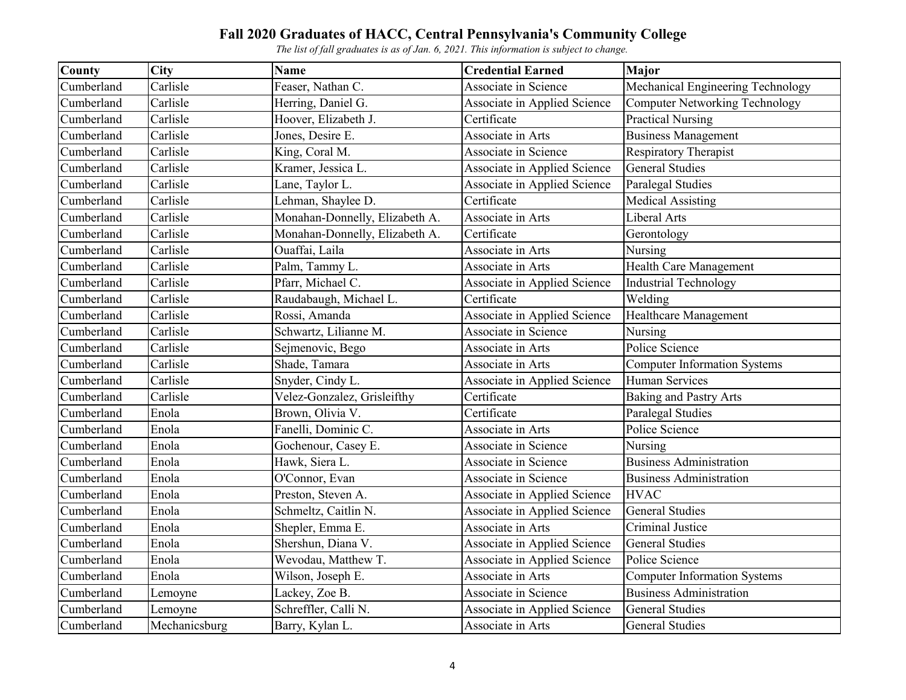# Fall 2020 Graduates of HACC, Central Pennsylvania's Community College

*The list of fall graduates is as of Jan. 6, 2021. This information is subject to change.*

| County | City | Name | Credential Earned | Major |
|---|---|---|---|---|
| Cumberland | Carlisle | Feaser, Nathan C. | Associate in Science | Mechanical Engineering Technology |
| Cumberland | Carlisle | Herring, Daniel G. | Associate in Applied Science | Computer Networking Technology |
| Cumberland | Carlisle | Hoover, Elizabeth J. | Certificate | Practical Nursing |
| Cumberland | Carlisle | Jones, Desire E. | Associate in Arts | Business Management |
| Cumberland | Carlisle | King, Coral M. | Associate in Science | Respiratory Therapist |
| Cumberland | Carlisle | Kramer, Jessica L. | Associate in Applied Science | General Studies |
| Cumberland | Carlisle | Lane, Taylor L. | Associate in Applied Science | Paralegal Studies |
| Cumberland | Carlisle | Lehman, Shaylee D. | Certificate | Medical Assisting |
| Cumberland | Carlisle | Monahan-Donnelly, Elizabeth A. | Associate in Arts | Liberal Arts |
| Cumberland | Carlisle | Monahan-Donnelly, Elizabeth A. | Certificate | Gerontology |
| Cumberland | Carlisle | Ouaffai, Laila | Associate in Arts | Nursing |
| Cumberland | Carlisle | Palm, Tammy L. | Associate in Arts | Health Care Management |
| Cumberland | Carlisle | Pfarr, Michael C. | Associate in Applied Science | Industrial Technology |
| Cumberland | Carlisle | Raudabaugh, Michael L. | Certificate | Welding |
| Cumberland | Carlisle | Rossi, Amanda | Associate in Applied Science | Healthcare Management |
| Cumberland | Carlisle | Schwartz, Lilianne M. | Associate in Science | Nursing |
| Cumberland | Carlisle | Sejmenovic, Bego | Associate in Arts | Police Science |
| Cumberland | Carlisle | Shade, Tamara | Associate in Arts | Computer Information Systems |
| Cumberland | Carlisle | Snyder, Cindy L. | Associate in Applied Science | Human Services |
| Cumberland | Carlisle | Velez-Gonzalez, Grisleifthy | Certificate | Baking and Pastry Arts |
| Cumberland | Enola | Brown, Olivia V. | Certificate | Paralegal Studies |
| Cumberland | Enola | Fanelli, Dominic C. | Associate in Arts | Police Science |
| Cumberland | Enola | Gochenour, Casey E. | Associate in Science | Nursing |
| Cumberland | Enola | Hawk, Siera L. | Associate in Science | Business Administration |
| Cumberland | Enola | O'Connor, Evan | Associate in Science | Business Administration |
| Cumberland | Enola | Preston, Steven A. | Associate in Applied Science | HVAC |
| Cumberland | Enola | Schmeltz, Caitlin N. | Associate in Applied Science | General Studies |
| Cumberland | Enola | Shepler, Emma E. | Associate in Arts | Criminal Justice |
| Cumberland | Enola | Shershun, Diana V. | Associate in Applied Science | General Studies |
| Cumberland | Enola | Wevodau, Matthew T. | Associate in Applied Science | Police Science |
| Cumberland | Enola | Wilson, Joseph E. | Associate in Arts | Computer Information Systems |
| Cumberland | Lemoyne | Lackey, Zoe B. | Associate in Science | Business Administration |
| Cumberland | Lemoyne | Schreffler, Calli N. | Associate in Applied Science | General Studies |
| Cumberland | Mechanicsburg | Barry, Kylan L. | Associate in Arts | General Studies |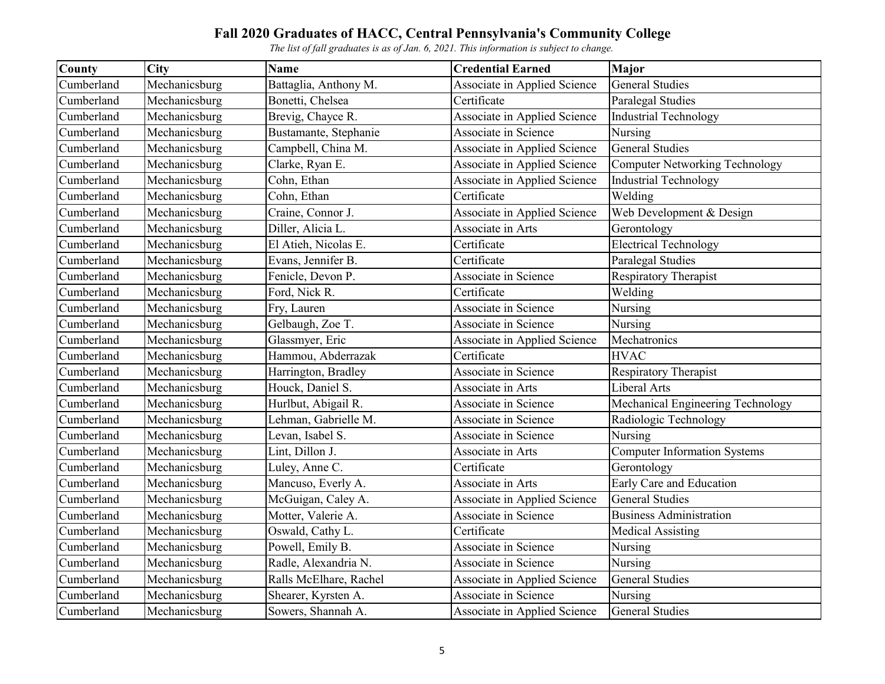# Fall 2020 Graduates of HACC, Central Pennsylvania's Community College

*The list of fall graduates is as of Jan. 6, 2021. This information is subject to change.*

| County | City | Name | Credential Earned | Major |
|---|---|---|---|---|
| Cumberland | Mechanicsburg | Battaglia, Anthony M. | Associate in Applied Science | General Studies |
| Cumberland | Mechanicsburg | Bonetti, Chelsea | Certificate | Paralegal Studies |
| Cumberland | Mechanicsburg | Brevig, Chayce R. | Associate in Applied Science | Industrial Technology |
| Cumberland | Mechanicsburg | Bustamante, Stephanie | Associate in Science | Nursing |
| Cumberland | Mechanicsburg | Campbell, China M. | Associate in Applied Science | General Studies |
| Cumberland | Mechanicsburg | Clarke, Ryan E. | Associate in Applied Science | Computer Networking Technology |
| Cumberland | Mechanicsburg | Cohn, Ethan | Associate in Applied Science | Industrial Technology |
| Cumberland | Mechanicsburg | Cohn, Ethan | Certificate | Welding |
| Cumberland | Mechanicsburg | Craine, Connor J. | Associate in Applied Science | Web Development & Design |
| Cumberland | Mechanicsburg | Diller, Alicia L. | Associate in Arts | Gerontology |
| Cumberland | Mechanicsburg | El Atieh, Nicolas E. | Certificate | Electrical Technology |
| Cumberland | Mechanicsburg | Evans, Jennifer B. | Certificate | Paralegal Studies |
| Cumberland | Mechanicsburg | Fenicle, Devon P. | Associate in Science | Respiratory Therapist |
| Cumberland | Mechanicsburg | Ford, Nick R. | Certificate | Welding |
| Cumberland | Mechanicsburg | Fry, Lauren | Associate in Science | Nursing |
| Cumberland | Mechanicsburg | Gelbaugh, Zoe T. | Associate in Science | Nursing |
| Cumberland | Mechanicsburg | Glassmyer, Eric | Associate in Applied Science | Mechatronics |
| Cumberland | Mechanicsburg | Hammou, Abderrazak | Certificate | HVAC |
| Cumberland | Mechanicsburg | Harrington, Bradley | Associate in Science | Respiratory Therapist |
| Cumberland | Mechanicsburg | Houck, Daniel S. | Associate in Arts | Liberal Arts |
| Cumberland | Mechanicsburg | Hurlbut, Abigail R. | Associate in Science | Mechanical Engineering Technology |
| Cumberland | Mechanicsburg | Lehman, Gabrielle M. | Associate in Science | Radiologic Technology |
| Cumberland | Mechanicsburg | Levan, Isabel S. | Associate in Science | Nursing |
| Cumberland | Mechanicsburg | Lint, Dillon J. | Associate in Arts | Computer Information Systems |
| Cumberland | Mechanicsburg | Luley, Anne C. | Certificate | Gerontology |
| Cumberland | Mechanicsburg | Mancuso, Everly A. | Associate in Arts | Early Care and Education |
| Cumberland | Mechanicsburg | McGuigan, Caley A. | Associate in Applied Science | General Studies |
| Cumberland | Mechanicsburg | Motter, Valerie A. | Associate in Science | Business Administration |
| Cumberland | Mechanicsburg | Oswald, Cathy L. | Certificate | Medical Assisting |
| Cumberland | Mechanicsburg | Powell, Emily B. | Associate in Science | Nursing |
| Cumberland | Mechanicsburg | Radle, Alexandria N. | Associate in Science | Nursing |
| Cumberland | Mechanicsburg | Ralls McElhare, Rachel | Associate in Applied Science | General Studies |
| Cumberland | Mechanicsburg | Shearer, Kyrsten A. | Associate in Science | Nursing |
| Cumberland | Mechanicsburg | Sowers, Shannah A. | Associate in Applied Science | General Studies |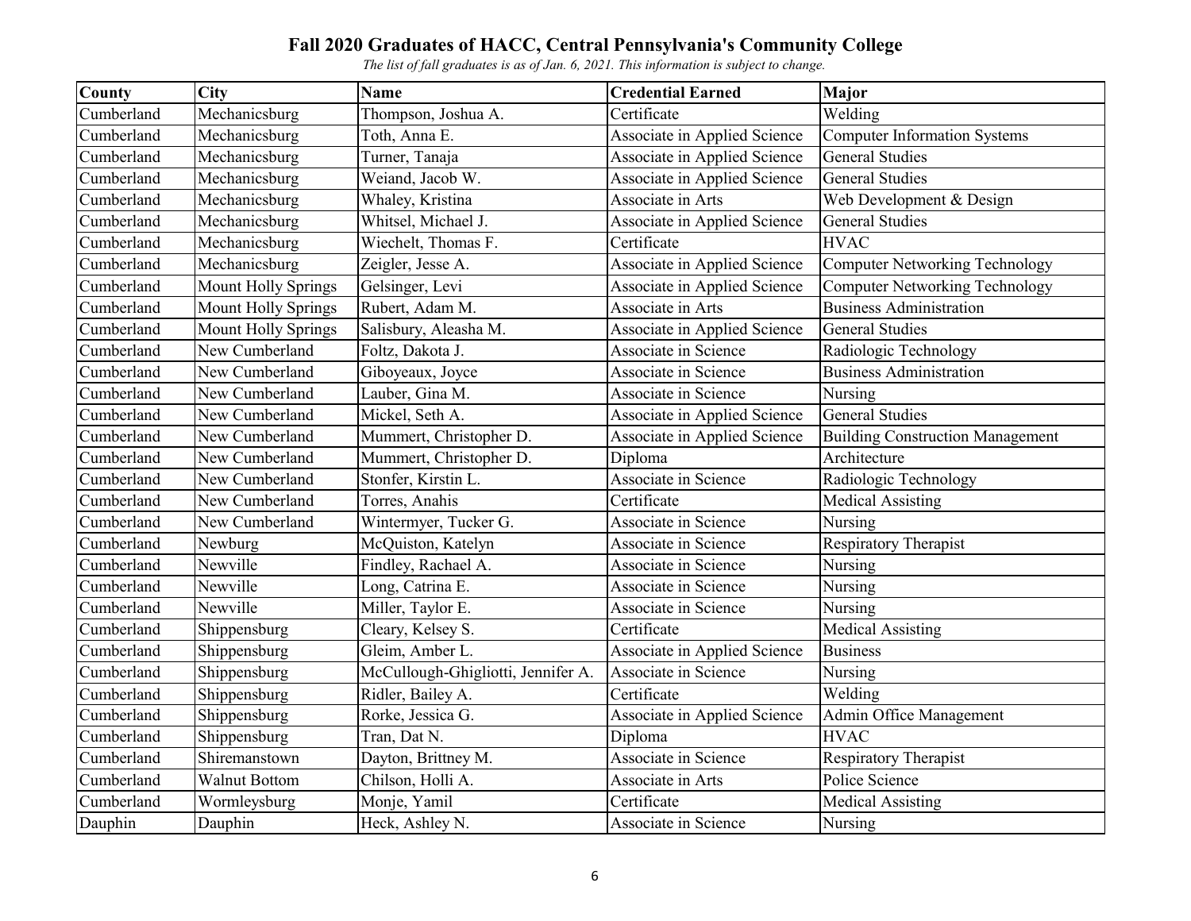# Fall 2020 Graduates of HACC, Central Pennsylvania's Community College

*The list of fall graduates is as of Jan. 6, 2021. This information is subject to change.*

| County | City | Name | Credential Earned | Major |
|---|---|---|---|---|
| Cumberland | Mechanicsburg | Thompson, Joshua A. | Certificate | Welding |
| Cumberland | Mechanicsburg | Toth, Anna E. | Associate in Applied Science | Computer Information Systems |
| Cumberland | Mechanicsburg | Turner, Tanaja | Associate in Applied Science | General Studies |
| Cumberland | Mechanicsburg | Weiand, Jacob W. | Associate in Applied Science | General Studies |
| Cumberland | Mechanicsburg | Whaley, Kristina | Associate in Arts | Web Development & Design |
| Cumberland | Mechanicsburg | Whitsel, Michael J. | Associate in Applied Science | General Studies |
| Cumberland | Mechanicsburg | Wiechelt, Thomas F. | Certificate | HVAC |
| Cumberland | Mechanicsburg | Zeigler, Jesse A. | Associate in Applied Science | Computer Networking Technology |
| Cumberland | Mount Holly Springs | Gelsinger, Levi | Associate in Applied Science | Computer Networking Technology |
| Cumberland | Mount Holly Springs | Rubert, Adam M. | Associate in Arts | Business Administration |
| Cumberland | Mount Holly Springs | Salisbury, Aleasha M. | Associate in Applied Science | General Studies |
| Cumberland | New Cumberland | Foltz, Dakota J. | Associate in Science | Radiologic Technology |
| Cumberland | New Cumberland | Giboyeaux, Joyce | Associate in Science | Business Administration |
| Cumberland | New Cumberland | Lauber, Gina M. | Associate in Science | Nursing |
| Cumberland | New Cumberland | Mickel, Seth A. | Associate in Applied Science | General Studies |
| Cumberland | New Cumberland | Mummert, Christopher D. | Associate in Applied Science | Building Construction Management |
| Cumberland | New Cumberland | Mummert, Christopher D. | Diploma | Architecture |
| Cumberland | New Cumberland | Stonfer, Kirstin L. | Associate in Science | Radiologic Technology |
| Cumberland | New Cumberland | Torres, Anahis | Certificate | Medical Assisting |
| Cumberland | New Cumberland | Wintermyer, Tucker G. | Associate in Science | Nursing |
| Cumberland | Newburg | McQuiston, Katelyn | Associate in Science | Respiratory Therapist |
| Cumberland | Newville | Findley, Rachael A. | Associate in Science | Nursing |
| Cumberland | Newville | Long, Catrina E. | Associate in Science | Nursing |
| Cumberland | Newville | Miller, Taylor E. | Associate in Science | Nursing |
| Cumberland | Shippensburg | Cleary, Kelsey S. | Certificate | Medical Assisting |
| Cumberland | Shippensburg | Gleim, Amber L. | Associate in Applied Science | Business |
| Cumberland | Shippensburg | McCullough-Ghigliotti, Jennifer A. | Associate in Science | Nursing |
| Cumberland | Shippensburg | Ridler, Bailey A. | Certificate | Welding |
| Cumberland | Shippensburg | Rorke, Jessica G. | Associate in Applied Science | Admin Office Management |
| Cumberland | Shippensburg | Tran, Dat N. | Diploma | HVAC |
| Cumberland | Shiremanstown | Dayton, Brittney M. | Associate in Science | Respiratory Therapist |
| Cumberland | Walnut Bottom | Chilson, Holli A. | Associate in Arts | Police Science |
| Cumberland | Wormleysburg | Monje, Yamil | Certificate | Medical Assisting |
| Dauphin | Dauphin | Heck, Ashley N. | Associate in Science | Nursing |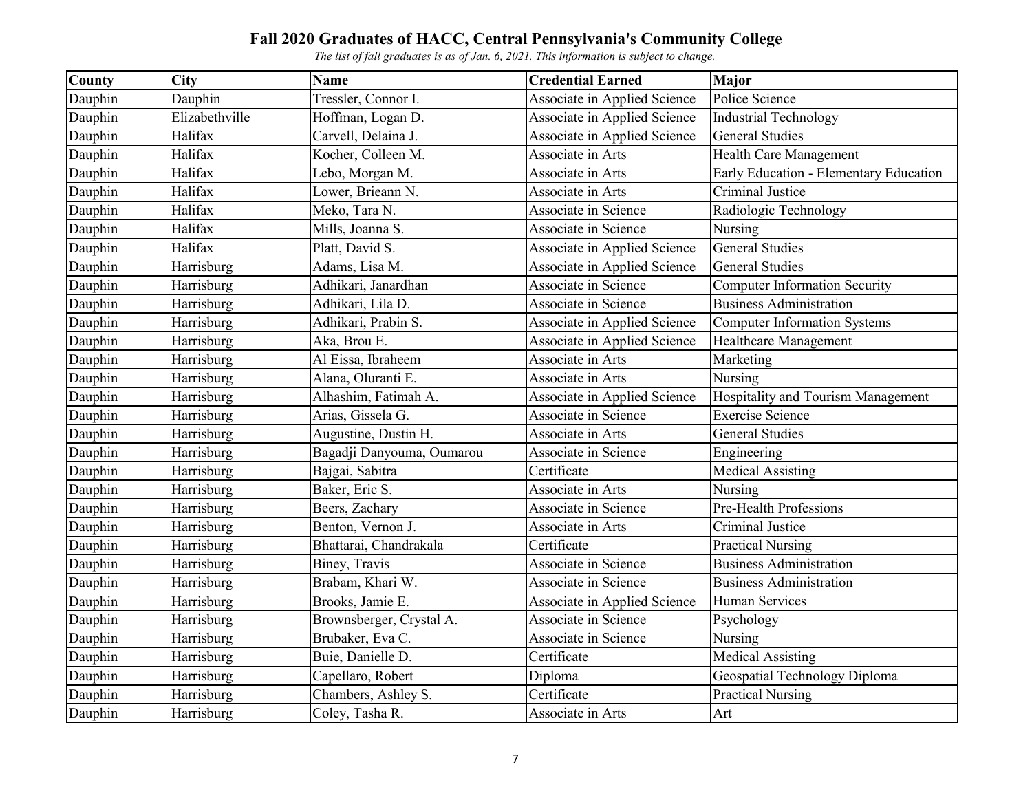# Fall 2020 Graduates of HACC, Central Pennsylvania's Community College

*The list of fall graduates is as of Jan. 6, 2021. This information is subject to change.*

| County | City | Name | Credential Earned | Major |
|---|---|---|---|---|
| Dauphin | Dauphin | Tressler, Connor I. | Associate in Applied Science | Police Science |
| Dauphin | Elizabethville | Hoffman, Logan D. | Associate in Applied Science | Industrial Technology |
| Dauphin | Halifax | Carvell, Delaina J. | Associate in Applied Science | General Studies |
| Dauphin | Halifax | Kocher, Colleen M. | Associate in Arts | Health Care Management |
| Dauphin | Halifax | Lebo, Morgan M. | Associate in Arts | Early Education - Elementary Education |
| Dauphin | Halifax | Lower, Brieann N. | Associate in Arts | Criminal Justice |
| Dauphin | Halifax | Meko, Tara N. | Associate in Science | Radiologic Technology |
| Dauphin | Halifax | Mills, Joanna S. | Associate in Science | Nursing |
| Dauphin | Halifax | Platt, David S. | Associate in Applied Science | General Studies |
| Dauphin | Harrisburg | Adams, Lisa M. | Associate in Applied Science | General Studies |
| Dauphin | Harrisburg | Adhikari, Janardhan | Associate in Science | Computer Information Security |
| Dauphin | Harrisburg | Adhikari, Lila D. | Associate in Science | Business Administration |
| Dauphin | Harrisburg | Adhikari, Prabin S. | Associate in Applied Science | Computer Information Systems |
| Dauphin | Harrisburg | Aka, Brou E. | Associate in Applied Science | Healthcare Management |
| Dauphin | Harrisburg | Al Eissa, Ibraheem | Associate in Arts | Marketing |
| Dauphin | Harrisburg | Alana, Oluranti E. | Associate in Arts | Nursing |
| Dauphin | Harrisburg | Alhashim, Fatimah A. | Associate in Applied Science | Hospitality and Tourism Management |
| Dauphin | Harrisburg | Arias, Gissela G. | Associate in Science | Exercise Science |
| Dauphin | Harrisburg | Augustine, Dustin H. | Associate in Arts | General Studies |
| Dauphin | Harrisburg | Bagadji Danyouma, Oumarou | Associate in Science | Engineering |
| Dauphin | Harrisburg | Bajgai, Sabitra | Certificate | Medical Assisting |
| Dauphin | Harrisburg | Baker, Eric S. | Associate in Arts | Nursing |
| Dauphin | Harrisburg | Beers, Zachary | Associate in Science | Pre-Health Professions |
| Dauphin | Harrisburg | Benton, Vernon J. | Associate in Arts | Criminal Justice |
| Dauphin | Harrisburg | Bhattarai, Chandrakala | Certificate | Practical Nursing |
| Dauphin | Harrisburg | Biney, Travis | Associate in Science | Business Administration |
| Dauphin | Harrisburg | Brabam, Khari W. | Associate in Science | Business Administration |
| Dauphin | Harrisburg | Brooks, Jamie E. | Associate in Applied Science | Human Services |
| Dauphin | Harrisburg | Brownsberger, Crystal A. | Associate in Science | Psychology |
| Dauphin | Harrisburg | Brubaker, Eva C. | Associate in Science | Nursing |
| Dauphin | Harrisburg | Buie, Danielle D. | Certificate | Medical Assisting |
| Dauphin | Harrisburg | Capellaro, Robert | Diploma | Geospatial Technology Diploma |
| Dauphin | Harrisburg | Chambers, Ashley S. | Certificate | Practical Nursing |
| Dauphin | Harrisburg | Coley, Tasha R. | Associate in Arts | Art |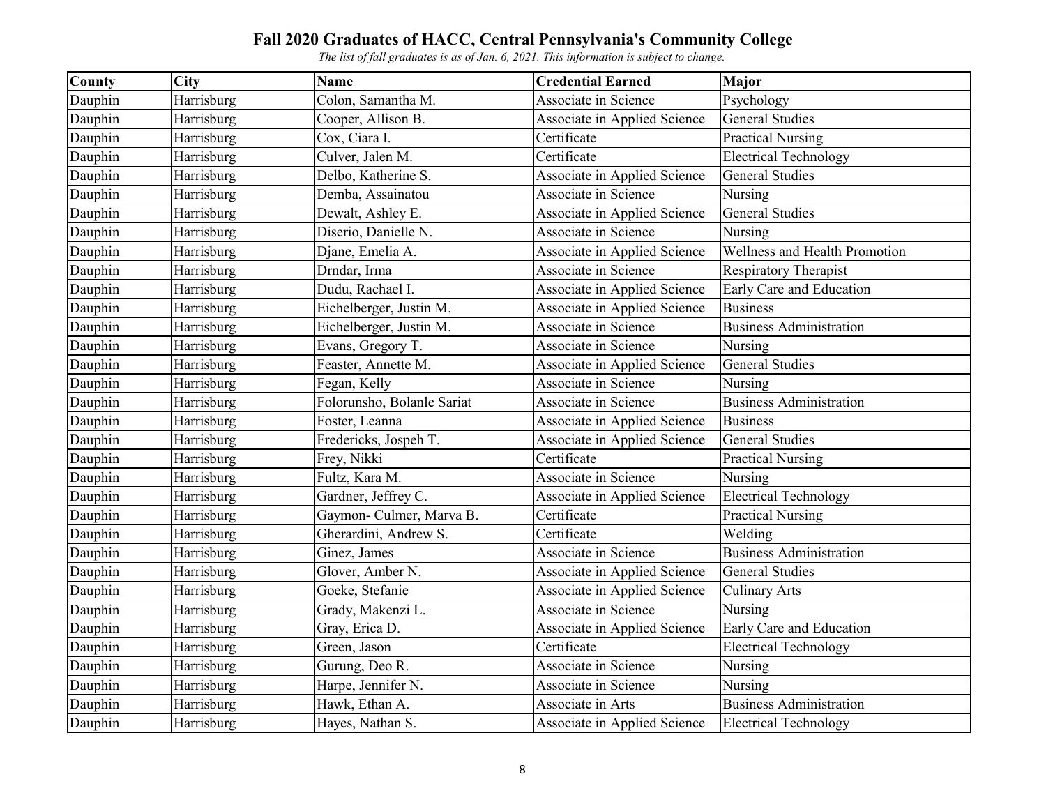# Fall 2020 Graduates of HACC, Central Pennsylvania's Community College

*The list of fall graduates is as of Jan. 6, 2021. This information is subject to change.*

| County | City | Name | Credential Earned | Major |
|---|---|---|---|---|
| Dauphin | Harrisburg | Colon, Samantha M. | Associate in Science | Psychology |
| Dauphin | Harrisburg | Cooper, Allison B. | Associate in Applied Science | General Studies |
| Dauphin | Harrisburg | Cox, Ciara I. | Certificate | Practical Nursing |
| Dauphin | Harrisburg | Culver, Jalen M. | Certificate | Electrical Technology |
| Dauphin | Harrisburg | Delbo, Katherine S. | Associate in Applied Science | General Studies |
| Dauphin | Harrisburg | Demba, Assainatou | Associate in Science | Nursing |
| Dauphin | Harrisburg | Dewalt, Ashley E. | Associate in Applied Science | General Studies |
| Dauphin | Harrisburg | Diserio, Danielle N. | Associate in Science | Nursing |
| Dauphin | Harrisburg | Djane, Emelia A. | Associate in Applied Science | Wellness and Health Promotion |
| Dauphin | Harrisburg | Drndar, Irma | Associate in Science | Respiratory Therapist |
| Dauphin | Harrisburg | Dudu, Rachael I. | Associate in Applied Science | Early Care and Education |
| Dauphin | Harrisburg | Eichelberger, Justin M. | Associate in Applied Science | Business |
| Dauphin | Harrisburg | Eichelberger, Justin M. | Associate in Science | Business Administration |
| Dauphin | Harrisburg | Evans, Gregory T. | Associate in Science | Nursing |
| Dauphin | Harrisburg | Feaster, Annette M. | Associate in Applied Science | General Studies |
| Dauphin | Harrisburg | Fegan, Kelly | Associate in Science | Nursing |
| Dauphin | Harrisburg | Folorunsho, Bolanle Sariat | Associate in Science | Business Administration |
| Dauphin | Harrisburg | Foster, Leanna | Associate in Applied Science | Business |
| Dauphin | Harrisburg | Fredericks, Jospeh T. | Associate in Applied Science | General Studies |
| Dauphin | Harrisburg | Frey, Nikki | Certificate | Practical Nursing |
| Dauphin | Harrisburg | Fultz, Kara M. | Associate in Science | Nursing |
| Dauphin | Harrisburg | Gardner, Jeffrey C. | Associate in Applied Science | Electrical Technology |
| Dauphin | Harrisburg | Gaymon- Culmer, Marva B. | Certificate | Practical Nursing |
| Dauphin | Harrisburg | Gherardini, Andrew S. | Certificate | Welding |
| Dauphin | Harrisburg | Ginez, James | Associate in Science | Business Administration |
| Dauphin | Harrisburg | Glover, Amber N. | Associate in Applied Science | General Studies |
| Dauphin | Harrisburg | Goeke, Stefanie | Associate in Applied Science | Culinary Arts |
| Dauphin | Harrisburg | Grady, Makenzi L. | Associate in Science | Nursing |
| Dauphin | Harrisburg | Gray, Erica D. | Associate in Applied Science | Early Care and Education |
| Dauphin | Harrisburg | Green, Jason | Certificate | Electrical Technology |
| Dauphin | Harrisburg | Gurung, Deo R. | Associate in Science | Nursing |
| Dauphin | Harrisburg | Harpe, Jennifer N. | Associate in Science | Nursing |
| Dauphin | Harrisburg | Hawk, Ethan A. | Associate in Arts | Business Administration |
| Dauphin | Harrisburg | Hayes, Nathan S. | Associate in Applied Science | Electrical Technology |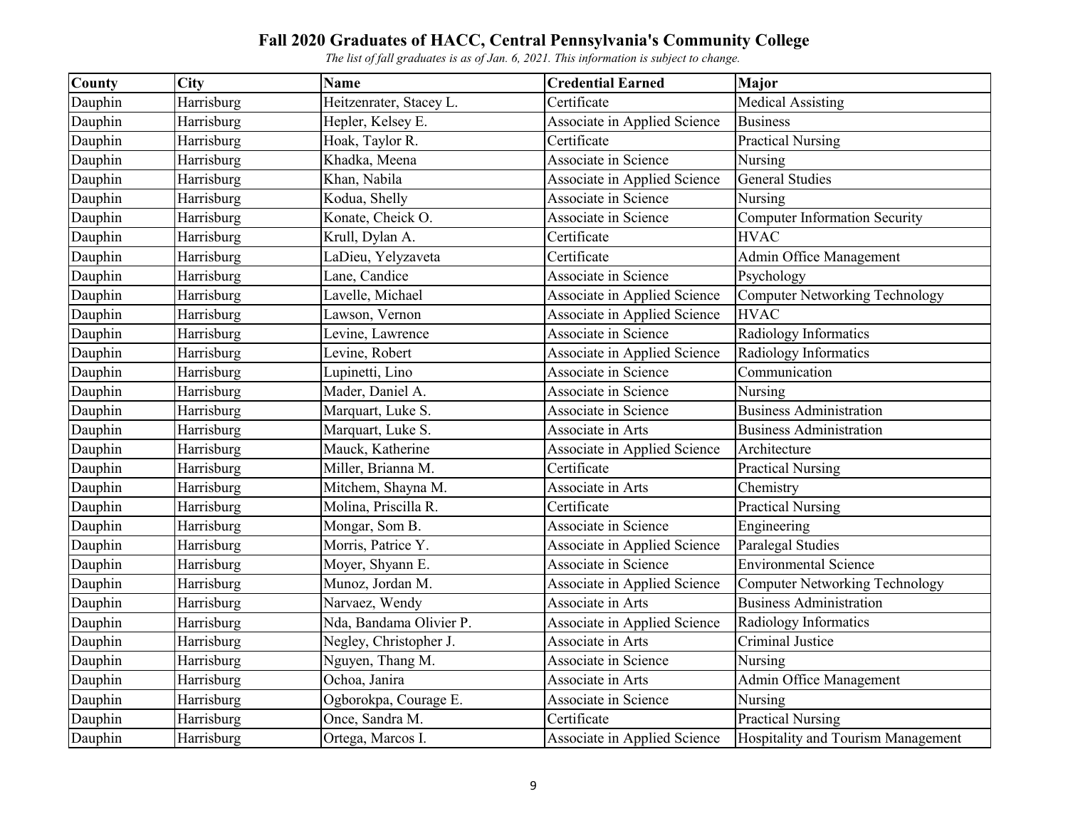# Fall 2020 Graduates of HACC, Central Pennsylvania's Community College

*The list of fall graduates is as of Jan. 6, 2021. This information is subject to change.*

| County | City | Name | Credential Earned | Major |
|---|---|---|---|---|
| Dauphin | Harrisburg | Heitzenrater, Stacey L. | Certificate | Medical Assisting |
| Dauphin | Harrisburg | Hepler, Kelsey E. | Associate in Applied Science | Business |
| Dauphin | Harrisburg | Hoak, Taylor R. | Certificate | Practical Nursing |
| Dauphin | Harrisburg | Khadka, Meena | Associate in Science | Nursing |
| Dauphin | Harrisburg | Khan, Nabila | Associate in Applied Science | General Studies |
| Dauphin | Harrisburg | Kodua, Shelly | Associate in Science | Nursing |
| Dauphin | Harrisburg | Konate, Cheick O. | Associate in Science | Computer Information Security |
| Dauphin | Harrisburg | Krull, Dylan A. | Certificate | HVAC |
| Dauphin | Harrisburg | LaDieu, Yelyzaveta | Certificate | Admin Office Management |
| Dauphin | Harrisburg | Lane, Candice | Associate in Science | Psychology |
| Dauphin | Harrisburg | Lavelle, Michael | Associate in Applied Science | Computer Networking Technology |
| Dauphin | Harrisburg | Lawson, Vernon | Associate in Applied Science | HVAC |
| Dauphin | Harrisburg | Levine, Lawrence | Associate in Science | Radiology Informatics |
| Dauphin | Harrisburg | Levine, Robert | Associate in Applied Science | Radiology Informatics |
| Dauphin | Harrisburg | Lupinetti, Lino | Associate in Science | Communication |
| Dauphin | Harrisburg | Mader, Daniel A. | Associate in Science | Nursing |
| Dauphin | Harrisburg | Marquart, Luke S. | Associate in Science | Business Administration |
| Dauphin | Harrisburg | Marquart, Luke S. | Associate in Arts | Business Administration |
| Dauphin | Harrisburg | Mauck, Katherine | Associate in Applied Science | Architecture |
| Dauphin | Harrisburg | Miller, Brianna M. | Certificate | Practical Nursing |
| Dauphin | Harrisburg | Mitchem, Shayna M. | Associate in Arts | Chemistry |
| Dauphin | Harrisburg | Molina, Priscilla R. | Certificate | Practical Nursing |
| Dauphin | Harrisburg | Mongar, Som B. | Associate in Science | Engineering |
| Dauphin | Harrisburg | Morris, Patrice Y. | Associate in Applied Science | Paralegal Studies |
| Dauphin | Harrisburg | Moyer, Shyann E. | Associate in Science | Environmental Science |
| Dauphin | Harrisburg | Munoz, Jordan M. | Associate in Applied Science | Computer Networking Technology |
| Dauphin | Harrisburg | Narvaez, Wendy | Associate in Arts | Business Administration |
| Dauphin | Harrisburg | Nda, Bandama Olivier P. | Associate in Applied Science | Radiology Informatics |
| Dauphin | Harrisburg | Negley, Christopher J. | Associate in Arts | Criminal Justice |
| Dauphin | Harrisburg | Nguyen, Thang M. | Associate in Science | Nursing |
| Dauphin | Harrisburg | Ochoa, Janira | Associate in Arts | Admin Office Management |
| Dauphin | Harrisburg | Ogborokpa, Courage E. | Associate in Science | Nursing |
| Dauphin | Harrisburg | Once, Sandra M. | Certificate | Practical Nursing |
| Dauphin | Harrisburg | Ortega, Marcos I. | Associate in Applied Science | Hospitality and Tourism Management |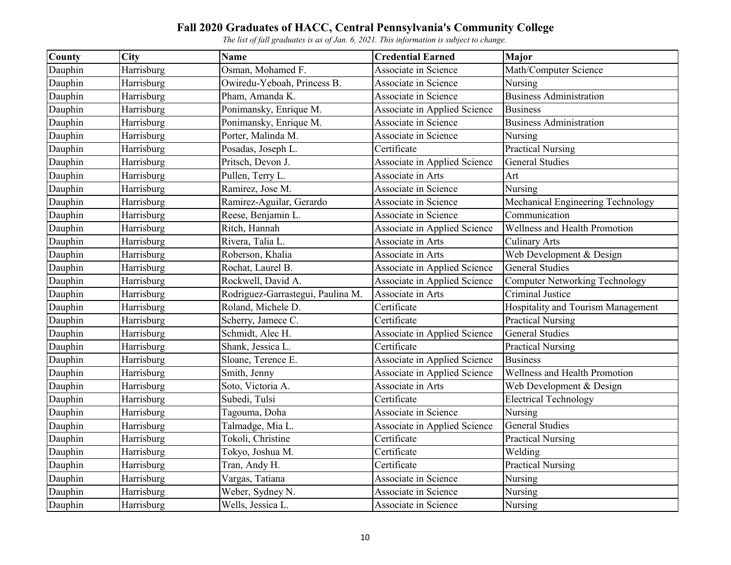# Fall 2020 Graduates of HACC, Central Pennsylvania's Community College

*The list of fall graduates is as of Jan. 6, 2021. This information is subject to change.*

| County | City | Name | Credential Earned | Major |
|---|---|---|---|---|
| Dauphin | Harrisburg | Osman, Mohamed F. | Associate in Science | Math/Computer Science |
| Dauphin | Harrisburg | Owiredu-Yeboah, Princess B. | Associate in Science | Nursing |
| Dauphin | Harrisburg | Pham, Amanda K. | Associate in Science | Business Administration |
| Dauphin | Harrisburg | Ponimansky, Enrique M. | Associate in Applied Science | Business |
| Dauphin | Harrisburg | Ponimansky, Enrique M. | Associate in Science | Business Administration |
| Dauphin | Harrisburg | Porter, Malinda M. | Associate in Science | Nursing |
| Dauphin | Harrisburg | Posadas, Joseph L. | Certificate | Practical Nursing |
| Dauphin | Harrisburg | Pritsch, Devon J. | Associate in Applied Science | General Studies |
| Dauphin | Harrisburg | Pullen, Terry L. | Associate in Arts | Art |
| Dauphin | Harrisburg | Ramirez, Jose M. | Associate in Science | Nursing |
| Dauphin | Harrisburg | Ramirez-Aguilar, Gerardo | Associate in Science | Mechanical Engineering Technology |
| Dauphin | Harrisburg | Reese, Benjamin L. | Associate in Science | Communication |
| Dauphin | Harrisburg | Ritch, Hannah | Associate in Applied Science | Wellness and Health Promotion |
| Dauphin | Harrisburg | Rivera, Talia L. | Associate in Arts | Culinary Arts |
| Dauphin | Harrisburg | Roberson, Khalia | Associate in Arts | Web Development & Design |
| Dauphin | Harrisburg | Rochat, Laurel B. | Associate in Applied Science | General Studies |
| Dauphin | Harrisburg | Rockwell, David A. | Associate in Applied Science | Computer Networking Technology |
| Dauphin | Harrisburg | Rodriguez-Garrastegui, Paulina M. | Associate in Arts | Criminal Justice |
| Dauphin | Harrisburg | Roland, Michele D. | Certificate | Hospitality and Tourism Management |
| Dauphin | Harrisburg | Scherry, Jamece C. | Certificate | Practical Nursing |
| Dauphin | Harrisburg | Schmidt, Alec H. | Associate in Applied Science | General Studies |
| Dauphin | Harrisburg | Shank, Jessica L. | Certificate | Practical Nursing |
| Dauphin | Harrisburg | Sloane, Terence E. | Associate in Applied Science | Business |
| Dauphin | Harrisburg | Smith, Jenny | Associate in Applied Science | Wellness and Health Promotion |
| Dauphin | Harrisburg | Soto, Victoria A. | Associate in Arts | Web Development & Design |
| Dauphin | Harrisburg | Subedi, Tulsi | Certificate | Electrical Technology |
| Dauphin | Harrisburg | Tagouma, Doha | Associate in Science | Nursing |
| Dauphin | Harrisburg | Talmadge, Mia L. | Associate in Applied Science | General Studies |
| Dauphin | Harrisburg | Tokoli, Christine | Certificate | Practical Nursing |
| Dauphin | Harrisburg | Tokyo, Joshua M. | Certificate | Welding |
| Dauphin | Harrisburg | Tran, Andy H. | Certificate | Practical Nursing |
| Dauphin | Harrisburg | Vargas, Tatiana | Associate in Science | Nursing |
| Dauphin | Harrisburg | Weber, Sydney N. | Associate in Science | Nursing |
| Dauphin | Harrisburg | Wells, Jessica L. | Associate in Science | Nursing |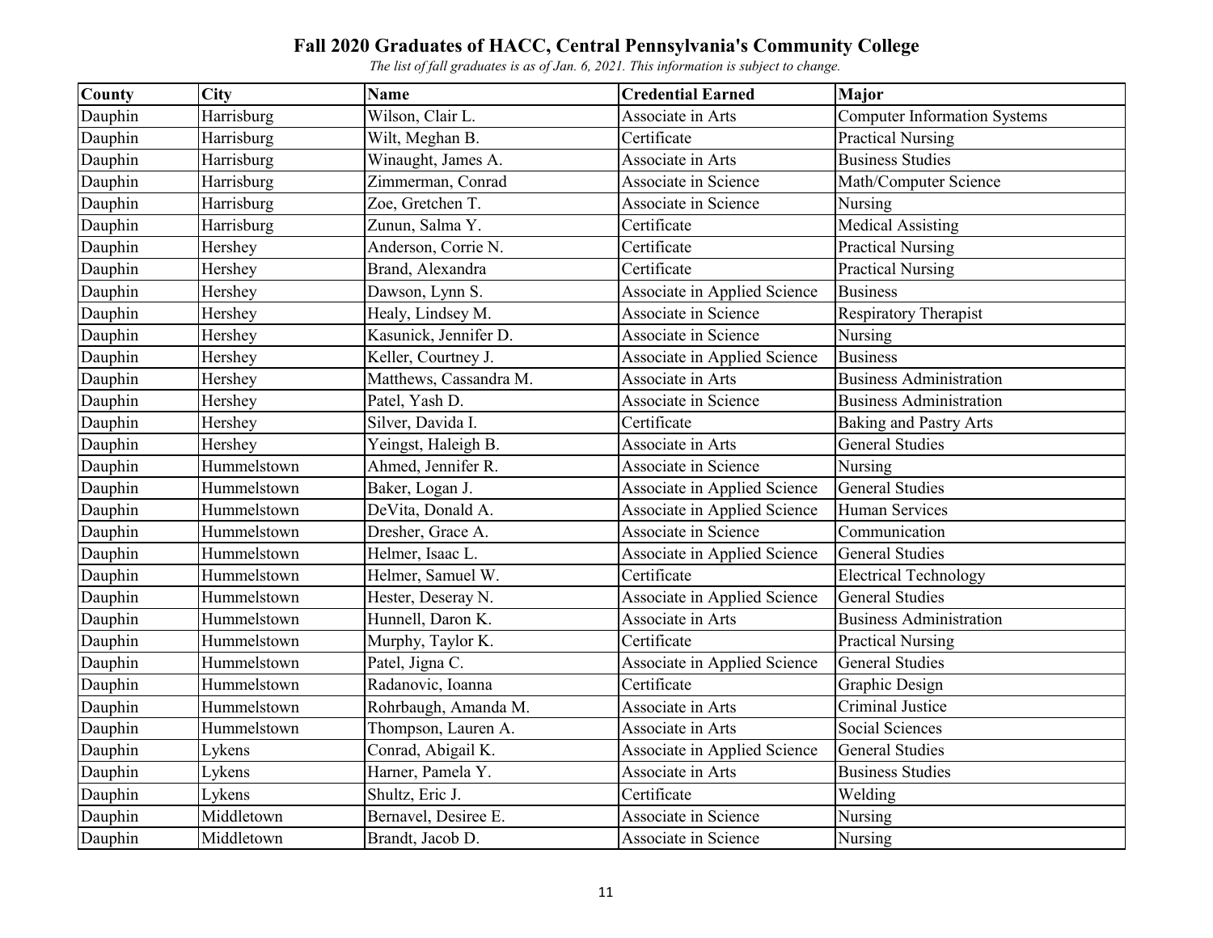# Fall 2020 Graduates of HACC, Central Pennsylvania's Community College

*The list of fall graduates is as of Jan. 6, 2021. This information is subject to change.*

| County | City | Name | Credential Earned | Major |
|---|---|---|---|---|
| Dauphin | Harrisburg | Wilson, Clair L. | Associate in Arts | Computer Information Systems |
| Dauphin | Harrisburg | Wilt, Meghan B. | Certificate | Practical Nursing |
| Dauphin | Harrisburg | Winaught, James A. | Associate in Arts | Business Studies |
| Dauphin | Harrisburg | Zimmerman, Conrad | Associate in Science | Math/Computer Science |
| Dauphin | Harrisburg | Zoe, Gretchen T. | Associate in Science | Nursing |
| Dauphin | Harrisburg | Zunun, Salma Y. | Certificate | Medical Assisting |
| Dauphin | Hershey | Anderson, Corrie N. | Certificate | Practical Nursing |
| Dauphin | Hershey | Brand, Alexandra | Certificate | Practical Nursing |
| Dauphin | Hershey | Dawson, Lynn S. | Associate in Applied Science | Business |
| Dauphin | Hershey | Healy, Lindsey M. | Associate in Science | Respiratory Therapist |
| Dauphin | Hershey | Kasunick, Jennifer D. | Associate in Science | Nursing |
| Dauphin | Hershey | Keller, Courtney J. | Associate in Applied Science | Business |
| Dauphin | Hershey | Matthews, Cassandra M. | Associate in Arts | Business Administration |
| Dauphin | Hershey | Patel, Yash D. | Associate in Science | Business Administration |
| Dauphin | Hershey | Silver, Davida I. | Certificate | Baking and Pastry Arts |
| Dauphin | Hershey | Yeingst, Haleigh B. | Associate in Arts | General Studies |
| Dauphin | Hummelstown | Ahmed, Jennifer R. | Associate in Science | Nursing |
| Dauphin | Hummelstown | Baker, Logan J. | Associate in Applied Science | General Studies |
| Dauphin | Hummelstown | DeVita, Donald A. | Associate in Applied Science | Human Services |
| Dauphin | Hummelstown | Dresher, Grace A. | Associate in Science | Communication |
| Dauphin | Hummelstown | Helmer, Isaac L. | Associate in Applied Science | General Studies |
| Dauphin | Hummelstown | Helmer, Samuel W. | Certificate | Electrical Technology |
| Dauphin | Hummelstown | Hester, Deseray N. | Associate in Applied Science | General Studies |
| Dauphin | Hummelstown | Hunnell, Daron K. | Associate in Arts | Business Administration |
| Dauphin | Hummelstown | Murphy, Taylor K. | Certificate | Practical Nursing |
| Dauphin | Hummelstown | Patel, Jigna C. | Associate in Applied Science | General Studies |
| Dauphin | Hummelstown | Radanovic, Ioanna | Certificate | Graphic Design |
| Dauphin | Hummelstown | Rohrbaugh, Amanda M. | Associate in Arts | Criminal Justice |
| Dauphin | Hummelstown | Thompson, Lauren A. | Associate in Arts | Social Sciences |
| Dauphin | Lykens | Conrad, Abigail K. | Associate in Applied Science | General Studies |
| Dauphin | Lykens | Harner, Pamela Y. | Associate in Arts | Business Studies |
| Dauphin | Lykens | Shultz, Eric J. | Certificate | Welding |
| Dauphin | Middletown | Bernavel, Desiree E. | Associate in Science | Nursing |
| Dauphin | Middletown | Brandt, Jacob D. | Associate in Science | Nursing |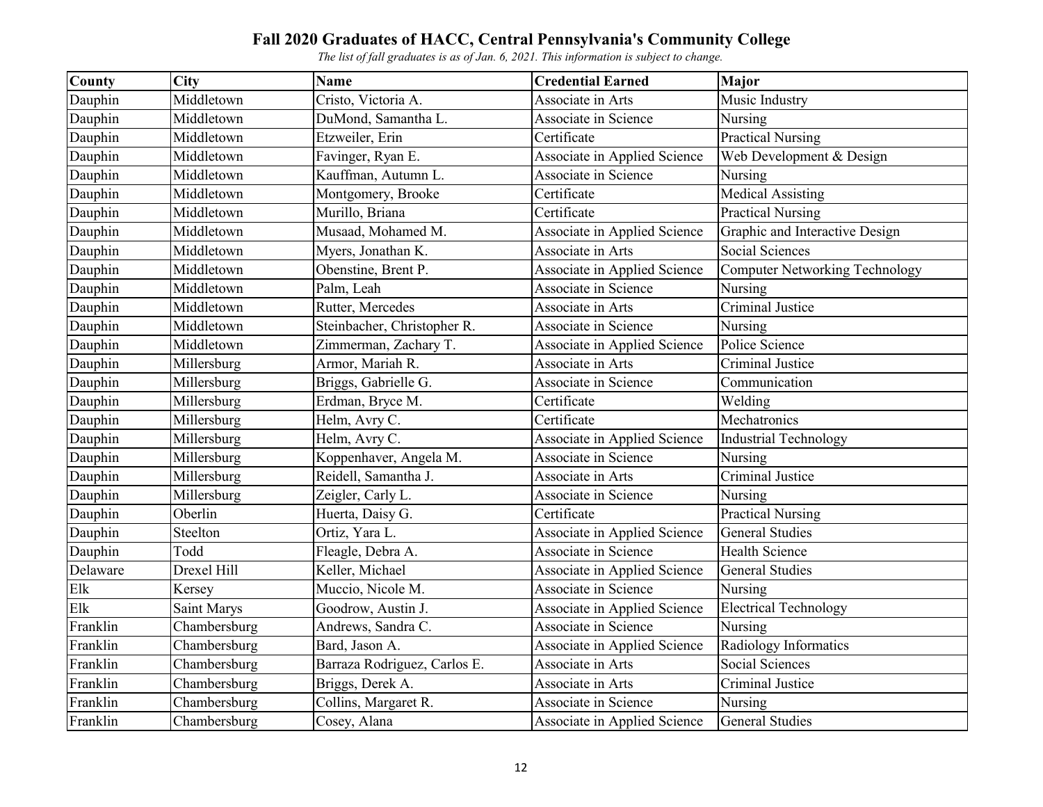# Fall 2020 Graduates of HACC, Central Pennsylvania's Community College

*The list of fall graduates is as of Jan. 6, 2021. This information is subject to change.*

| County | City | Name | Credential Earned | Major |
|---|---|---|---|---|
| Dauphin | Middletown | Cristo, Victoria A. | Associate in Arts | Music Industry |
| Dauphin | Middletown | DuMond, Samantha L. | Associate in Science | Nursing |
| Dauphin | Middletown | Etzweiler, Erin | Certificate | Practical Nursing |
| Dauphin | Middletown | Favinger, Ryan E. | Associate in Applied Science | Web Development & Design |
| Dauphin | Middletown | Kauffman, Autumn L. | Associate in Science | Nursing |
| Dauphin | Middletown | Montgomery, Brooke | Certificate | Medical Assisting |
| Dauphin | Middletown | Murillo, Briana | Certificate | Practical Nursing |
| Dauphin | Middletown | Musaad, Mohamed M. | Associate in Applied Science | Graphic and Interactive Design |
| Dauphin | Middletown | Myers, Jonathan K. | Associate in Arts | Social Sciences |
| Dauphin | Middletown | Obenstine, Brent P. | Associate in Applied Science | Computer Networking Technology |
| Dauphin | Middletown | Palm, Leah | Associate in Science | Nursing |
| Dauphin | Middletown | Rutter, Mercedes | Associate in Arts | Criminal Justice |
| Dauphin | Middletown | Steinbacher, Christopher R. | Associate in Science | Nursing |
| Dauphin | Middletown | Zimmerman, Zachary T. | Associate in Applied Science | Police Science |
| Dauphin | Millersburg | Armor, Mariah R. | Associate in Arts | Criminal Justice |
| Dauphin | Millersburg | Briggs, Gabrielle G. | Associate in Science | Communication |
| Dauphin | Millersburg | Erdman, Bryce M. | Certificate | Welding |
| Dauphin | Millersburg | Helm, Avry C. | Certificate | Mechatronics |
| Dauphin | Millersburg | Helm, Avry C. | Associate in Applied Science | Industrial Technology |
| Dauphin | Millersburg | Koppenhaver, Angela M. | Associate in Science | Nursing |
| Dauphin | Millersburg | Reidell, Samantha J. | Associate in Arts | Criminal Justice |
| Dauphin | Millersburg | Zeigler, Carly L. | Associate in Science | Nursing |
| Dauphin | Oberlin | Huerta, Daisy G. | Certificate | Practical Nursing |
| Dauphin | Steelton | Ortiz, Yara L. | Associate in Applied Science | General Studies |
| Dauphin | Todd | Fleagle, Debra A. | Associate in Science | Health Science |
| Delaware | Drexel Hill | Keller, Michael | Associate in Applied Science | General Studies |
| Elk | Kersey | Muccio, Nicole M. | Associate in Science | Nursing |
| Elk | Saint Marys | Goodrow, Austin J. | Associate in Applied Science | Electrical Technology |
| Franklin | Chambersburg | Andrews, Sandra C. | Associate in Science | Nursing |
| Franklin | Chambersburg | Bard, Jason A. | Associate in Applied Science | Radiology Informatics |
| Franklin | Chambersburg | Barraza Rodriguez, Carlos E. | Associate in Arts | Social Sciences |
| Franklin | Chambersburg | Briggs, Derek A. | Associate in Arts | Criminal Justice |
| Franklin | Chambersburg | Collins, Margaret R. | Associate in Science | Nursing |
| Franklin | Chambersburg | Cosey, Alana | Associate in Applied Science | General Studies |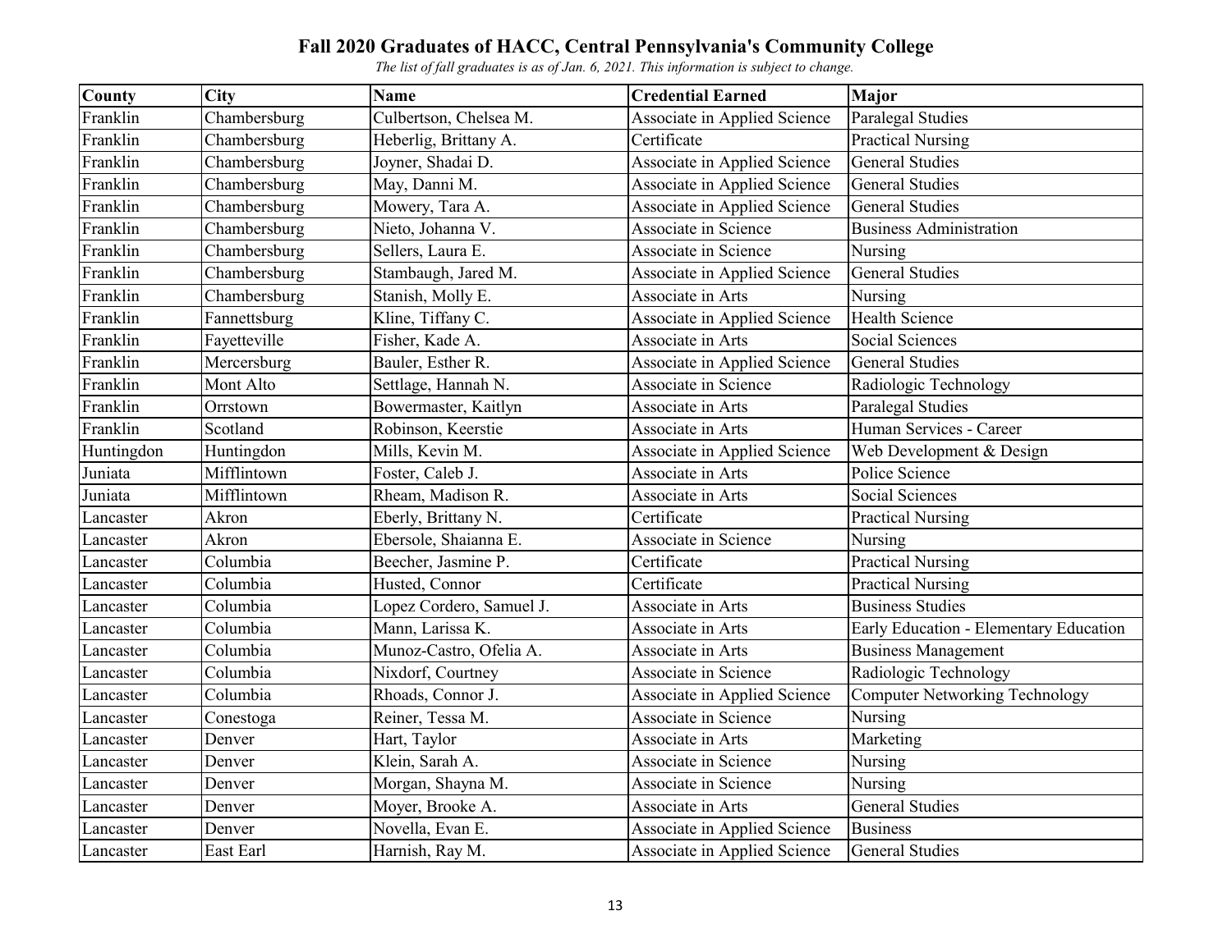# Fall 2020 Graduates of HACC, Central Pennsylvania's Community College

*The list of fall graduates is as of Jan. 6, 2021. This information is subject to change.*

| County | City | Name | Credential Earned | Major |
|---|---|---|---|---|
| Franklin | Chambersburg | Culbertson, Chelsea M. | Associate in Applied Science | Paralegal Studies |
| Franklin | Chambersburg | Heberlig, Brittany A. | Certificate | Practical Nursing |
| Franklin | Chambersburg | Joyner, Shadai D. | Associate in Applied Science | General Studies |
| Franklin | Chambersburg | May, Danni M. | Associate in Applied Science | General Studies |
| Franklin | Chambersburg | Mowery, Tara A. | Associate in Applied Science | General Studies |
| Franklin | Chambersburg | Nieto, Johanna V. | Associate in Science | Business Administration |
| Franklin | Chambersburg | Sellers, Laura E. | Associate in Science | Nursing |
| Franklin | Chambersburg | Stambaugh, Jared M. | Associate in Applied Science | General Studies |
| Franklin | Chambersburg | Stanish, Molly E. | Associate in Arts | Nursing |
| Franklin | Fannettsburg | Kline, Tiffany C. | Associate in Applied Science | Health Science |
| Franklin | Fayetteville | Fisher, Kade A. | Associate in Arts | Social Sciences |
| Franklin | Mercersburg | Bauler, Esther R. | Associate in Applied Science | General Studies |
| Franklin | Mont Alto | Settlage, Hannah N. | Associate in Science | Radiologic Technology |
| Franklin | Orrstown | Bowermaster, Kaitlyn | Associate in Arts | Paralegal Studies |
| Franklin | Scotland | Robinson, Keerstie | Associate in Arts | Human Services - Career |
| Huntingdon | Huntingdon | Mills, Kevin M. | Associate in Applied Science | Web Development & Design |
| Juniata | Mifflintown | Foster, Caleb J. | Associate in Arts | Police Science |
| Juniata | Mifflintown | Rheam, Madison R. | Associate in Arts | Social Sciences |
| Lancaster | Akron | Eberly, Brittany N. | Certificate | Practical Nursing |
| Lancaster | Akron | Ebersole, Shaianna E. | Associate in Science | Nursing |
| Lancaster | Columbia | Beecher, Jasmine P. | Certificate | Practical Nursing |
| Lancaster | Columbia | Husted, Connor | Certificate | Practical Nursing |
| Lancaster | Columbia | Lopez Cordero, Samuel J. | Associate in Arts | Business Studies |
| Lancaster | Columbia | Mann, Larissa K. | Associate in Arts | Early Education - Elementary Education |
| Lancaster | Columbia | Munoz-Castro, Ofelia A. | Associate in Arts | Business Management |
| Lancaster | Columbia | Nixdorf, Courtney | Associate in Science | Radiologic Technology |
| Lancaster | Columbia | Rhoads, Connor J. | Associate in Applied Science | Computer Networking Technology |
| Lancaster | Conestoga | Reiner, Tessa M. | Associate in Science | Nursing |
| Lancaster | Denver | Hart, Taylor | Associate in Arts | Marketing |
| Lancaster | Denver | Klein, Sarah A. | Associate in Science | Nursing |
| Lancaster | Denver | Morgan, Shayna M. | Associate in Science | Nursing |
| Lancaster | Denver | Moyer, Brooke A. | Associate in Arts | General Studies |
| Lancaster | Denver | Novella, Evan E. | Associate in Applied Science | Business |
| Lancaster | East Earl | Harnish, Ray M. | Associate in Applied Science | General Studies |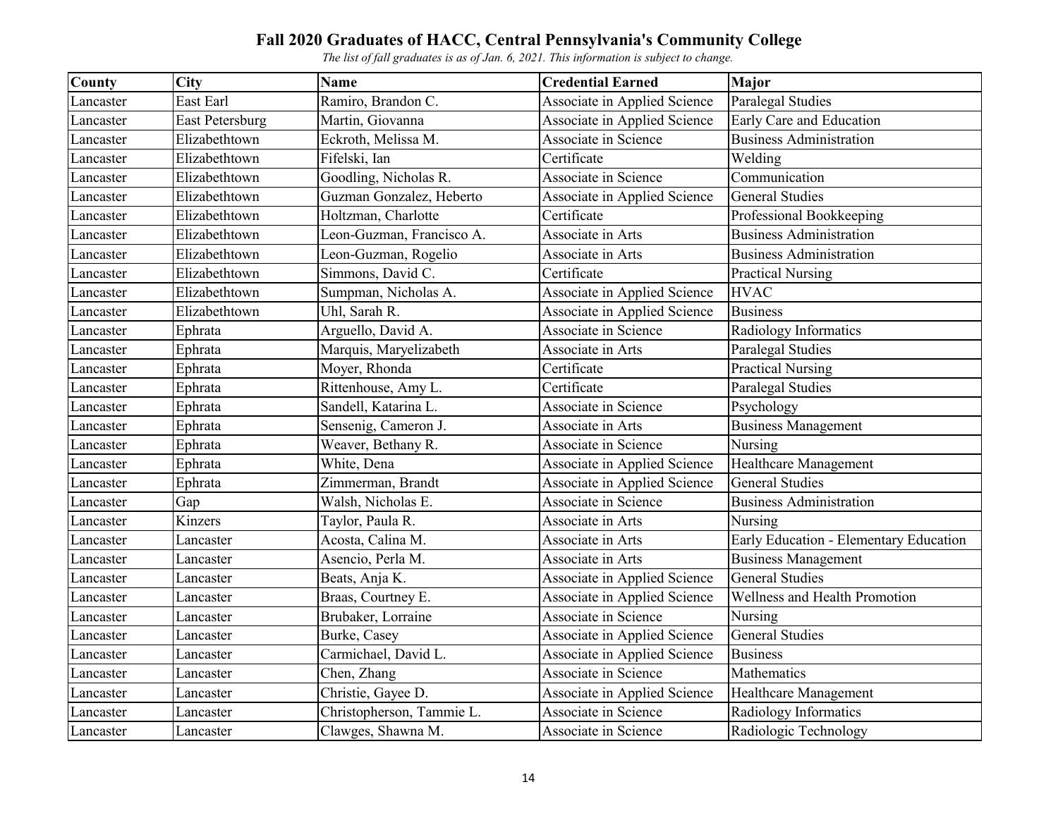## Fall 2020 Graduates of HACC, Central Pennsylvania's Community College

*The list of fall graduates is as of Jan. 6, 2021. This information is subject to change.*

| County | City | Name | Credential Earned | Major |
|---|---|---|---|---|
| Lancaster | East Earl | Ramiro, Brandon C. | Associate in Applied Science | Paralegal Studies |
| Lancaster | East Petersburg | Martin, Giovanna | Associate in Applied Science | Early Care and Education |
| Lancaster | Elizabethtown | Eckroth, Melissa M. | Associate in Science | Business Administration |
| Lancaster | Elizabethtown | Fifelski, Ian | Certificate | Welding |
| Lancaster | Elizabethtown | Goodling, Nicholas R. | Associate in Science | Communication |
| Lancaster | Elizabethtown | Guzman Gonzalez, Heberto | Associate in Applied Science | General Studies |
| Lancaster | Elizabethtown | Holtzman, Charlotte | Certificate | Professional Bookkeeping |
| Lancaster | Elizabethtown | Leon-Guzman, Francisco A. | Associate in Arts | Business Administration |
| Lancaster | Elizabethtown | Leon-Guzman, Rogelio | Associate in Arts | Business Administration |
| Lancaster | Elizabethtown | Simmons, David C. | Certificate | Practical Nursing |
| Lancaster | Elizabethtown | Sumpman, Nicholas A. | Associate in Applied Science | HVAC |
| Lancaster | Elizabethtown | Uhl, Sarah R. | Associate in Applied Science | Business |
| Lancaster | Ephrata | Arguello, David A. | Associate in Science | Radiology Informatics |
| Lancaster | Ephrata | Marquis, Maryelizabeth | Associate in Arts | Paralegal Studies |
| Lancaster | Ephrata | Moyer, Rhonda | Certificate | Practical Nursing |
| Lancaster | Ephrata | Rittenhouse, Amy L. | Certificate | Paralegal Studies |
| Lancaster | Ephrata | Sandell, Katarina L. | Associate in Science | Psychology |
| Lancaster | Ephrata | Sensenig, Cameron J. | Associate in Arts | Business Management |
| Lancaster | Ephrata | Weaver, Bethany R. | Associate in Science | Nursing |
| Lancaster | Ephrata | White, Dena | Associate in Applied Science | Healthcare Management |
| Lancaster | Ephrata | Zimmerman, Brandt | Associate in Applied Science | General Studies |
| Lancaster | Gap | Walsh, Nicholas E. | Associate in Science | Business Administration |
| Lancaster | Kinzers | Taylor, Paula R. | Associate in Arts | Nursing |
| Lancaster | Lancaster | Acosta, Calina M. | Associate in Arts | Early Education - Elementary Education |
| Lancaster | Lancaster | Asencio, Perla M. | Associate in Arts | Business Management |
| Lancaster | Lancaster | Beats, Anja K. | Associate in Applied Science | General Studies |
| Lancaster | Lancaster | Braas, Courtney E. | Associate in Applied Science | Wellness and Health Promotion |
| Lancaster | Lancaster | Brubaker, Lorraine | Associate in Science | Nursing |
| Lancaster | Lancaster | Burke, Casey | Associate in Applied Science | General Studies |
| Lancaster | Lancaster | Carmichael, David L. | Associate in Applied Science | Business |
| Lancaster | Lancaster | Chen, Zhang | Associate in Science | Mathematics |
| Lancaster | Lancaster | Christie, Gayee D. | Associate in Applied Science | Healthcare Management |
| Lancaster | Lancaster | Christopherson, Tammie L. | Associate in Science | Radiology Informatics |
| Lancaster | Lancaster | Clawges, Shawna M. | Associate in Science | Radiologic Technology |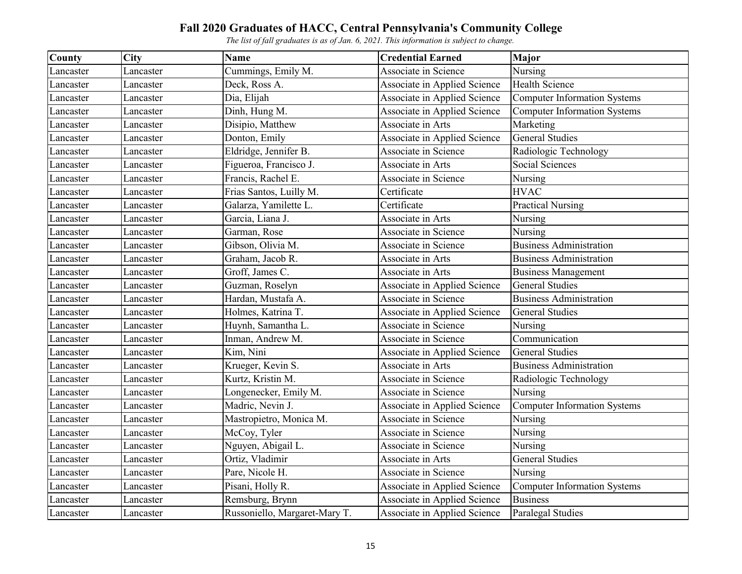# Fall 2020 Graduates of HACC, Central Pennsylvania's Community College

*The list of fall graduates is as of Jan. 6, 2021. This information is subject to change.*

| County | City | Name | Credential Earned | Major |
|---|---|---|---|---|
| Lancaster | Lancaster | Cummings, Emily M. | Associate in Science | Nursing |
| Lancaster | Lancaster | Deck, Ross A. | Associate in Applied Science | Health Science |
| Lancaster | Lancaster | Dia, Elijah | Associate in Applied Science | Computer Information Systems |
| Lancaster | Lancaster | Dinh, Hung M. | Associate in Applied Science | Computer Information Systems |
| Lancaster | Lancaster | Disipio, Matthew | Associate in Arts | Marketing |
| Lancaster | Lancaster | Donton, Emily | Associate in Applied Science | General Studies |
| Lancaster | Lancaster | Eldridge, Jennifer B. | Associate in Science | Radiologic Technology |
| Lancaster | Lancaster | Figueroa, Francisco J. | Associate in Arts | Social Sciences |
| Lancaster | Lancaster | Francis, Rachel E. | Associate in Science | Nursing |
| Lancaster | Lancaster | Frias Santos, Luilly M. | Certificate | HVAC |
| Lancaster | Lancaster | Galarza, Yamilette L. | Certificate | Practical Nursing |
| Lancaster | Lancaster | Garcia, Liana J. | Associate in Arts | Nursing |
| Lancaster | Lancaster | Garman, Rose | Associate in Science | Nursing |
| Lancaster | Lancaster | Gibson, Olivia M. | Associate in Science | Business Administration |
| Lancaster | Lancaster | Graham, Jacob R. | Associate in Arts | Business Administration |
| Lancaster | Lancaster | Groff, James C. | Associate in Arts | Business Management |
| Lancaster | Lancaster | Guzman, Roselyn | Associate in Applied Science | General Studies |
| Lancaster | Lancaster | Hardan, Mustafa A. | Associate in Science | Business Administration |
| Lancaster | Lancaster | Holmes, Katrina T. | Associate in Applied Science | General Studies |
| Lancaster | Lancaster | Huynh, Samantha L. | Associate in Science | Nursing |
| Lancaster | Lancaster | Inman, Andrew M. | Associate in Science | Communication |
| Lancaster | Lancaster | Kim, Nini | Associate in Applied Science | General Studies |
| Lancaster | Lancaster | Krueger, Kevin S. | Associate in Arts | Business Administration |
| Lancaster | Lancaster | Kurtz, Kristin M. | Associate in Science | Radiologic Technology |
| Lancaster | Lancaster | Longenecker, Emily M. | Associate in Science | Nursing |
| Lancaster | Lancaster | Madric, Nevin J. | Associate in Applied Science | Computer Information Systems |
| Lancaster | Lancaster | Mastropietro, Monica M. | Associate in Science | Nursing |
| Lancaster | Lancaster | McCoy, Tyler | Associate in Science | Nursing |
| Lancaster | Lancaster | Nguyen, Abigail L. | Associate in Science | Nursing |
| Lancaster | Lancaster | Ortiz, Vladimir | Associate in Arts | General Studies |
| Lancaster | Lancaster | Pare, Nicole H. | Associate in Science | Nursing |
| Lancaster | Lancaster | Pisani, Holly R. | Associate in Applied Science | Computer Information Systems |
| Lancaster | Lancaster | Remsburg, Brynn | Associate in Applied Science | Business |
| Lancaster | Lancaster | Russoniello, Margaret-Mary T. | Associate in Applied Science | Paralegal Studies |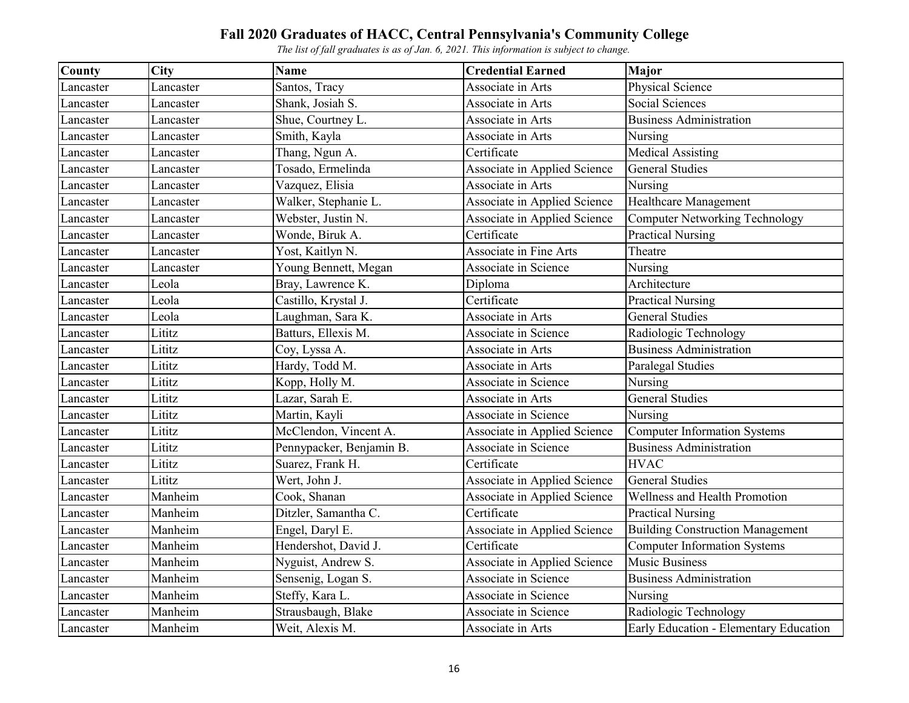# Fall 2020 Graduates of HACC, Central Pennsylvania's Community College

*The list of fall graduates is as of Jan. 6, 2021. This information is subject to change.*

| County | City | Name | Credential Earned | Major |
|---|---|---|---|---|
| Lancaster | Lancaster | Santos, Tracy | Associate in Arts | Physical Science |
| Lancaster | Lancaster | Shank, Josiah S. | Associate in Arts | Social Sciences |
| Lancaster | Lancaster | Shue, Courtney L. | Associate in Arts | Business Administration |
| Lancaster | Lancaster | Smith, Kayla | Associate in Arts | Nursing |
| Lancaster | Lancaster | Thang, Ngun A. | Certificate | Medical Assisting |
| Lancaster | Lancaster | Tosado, Ermelinda | Associate in Applied Science | General Studies |
| Lancaster | Lancaster | Vazquez, Elisia | Associate in Arts | Nursing |
| Lancaster | Lancaster | Walker, Stephanie L. | Associate in Applied Science | Healthcare Management |
| Lancaster | Lancaster | Webster, Justin N. | Associate in Applied Science | Computer Networking Technology |
| Lancaster | Lancaster | Wonde, Biruk A. | Certificate | Practical Nursing |
| Lancaster | Lancaster | Yost, Kaitlyn N. | Associate in Fine Arts | Theatre |
| Lancaster | Lancaster | Young Bennett, Megan | Associate in Science | Nursing |
| Lancaster | Leola | Bray, Lawrence K. | Diploma | Architecture |
| Lancaster | Leola | Castillo, Krystal J. | Certificate | Practical Nursing |
| Lancaster | Leola | Laughman, Sara K. | Associate in Arts | General Studies |
| Lancaster | Lititz | Batturs, Ellexis M. | Associate in Science | Radiologic Technology |
| Lancaster | Lititz | Coy, Lyssa A. | Associate in Arts | Business Administration |
| Lancaster | Lititz | Hardy, Todd M. | Associate in Arts | Paralegal Studies |
| Lancaster | Lititz | Kopp, Holly M. | Associate in Science | Nursing |
| Lancaster | Lititz | Lazar, Sarah E. | Associate in Arts | General Studies |
| Lancaster | Lititz | Martin, Kayli | Associate in Science | Nursing |
| Lancaster | Lititz | McClendon, Vincent A. | Associate in Applied Science | Computer Information Systems |
| Lancaster | Lititz | Pennypacker, Benjamin B. | Associate in Science | Business Administration |
| Lancaster | Lititz | Suarez, Frank H. | Certificate | HVAC |
| Lancaster | Lititz | Wert, John J. | Associate in Applied Science | General Studies |
| Lancaster | Manheim | Cook, Shanan | Associate in Applied Science | Wellness and Health Promotion |
| Lancaster | Manheim | Ditzler, Samantha C. | Certificate | Practical Nursing |
| Lancaster | Manheim | Engel, Daryl E. | Associate in Applied Science | Building Construction Management |
| Lancaster | Manheim | Hendershot, David J. | Certificate | Computer Information Systems |
| Lancaster | Manheim | Nyguist, Andrew S. | Associate in Applied Science | Music Business |
| Lancaster | Manheim | Sensenig, Logan S. | Associate in Science | Business Administration |
| Lancaster | Manheim | Steffy, Kara L. | Associate in Science | Nursing |
| Lancaster | Manheim | Strausbaugh, Blake | Associate in Science | Radiologic Technology |
| Lancaster | Manheim | Weit, Alexis M. | Associate in Arts | Early Education - Elementary Education |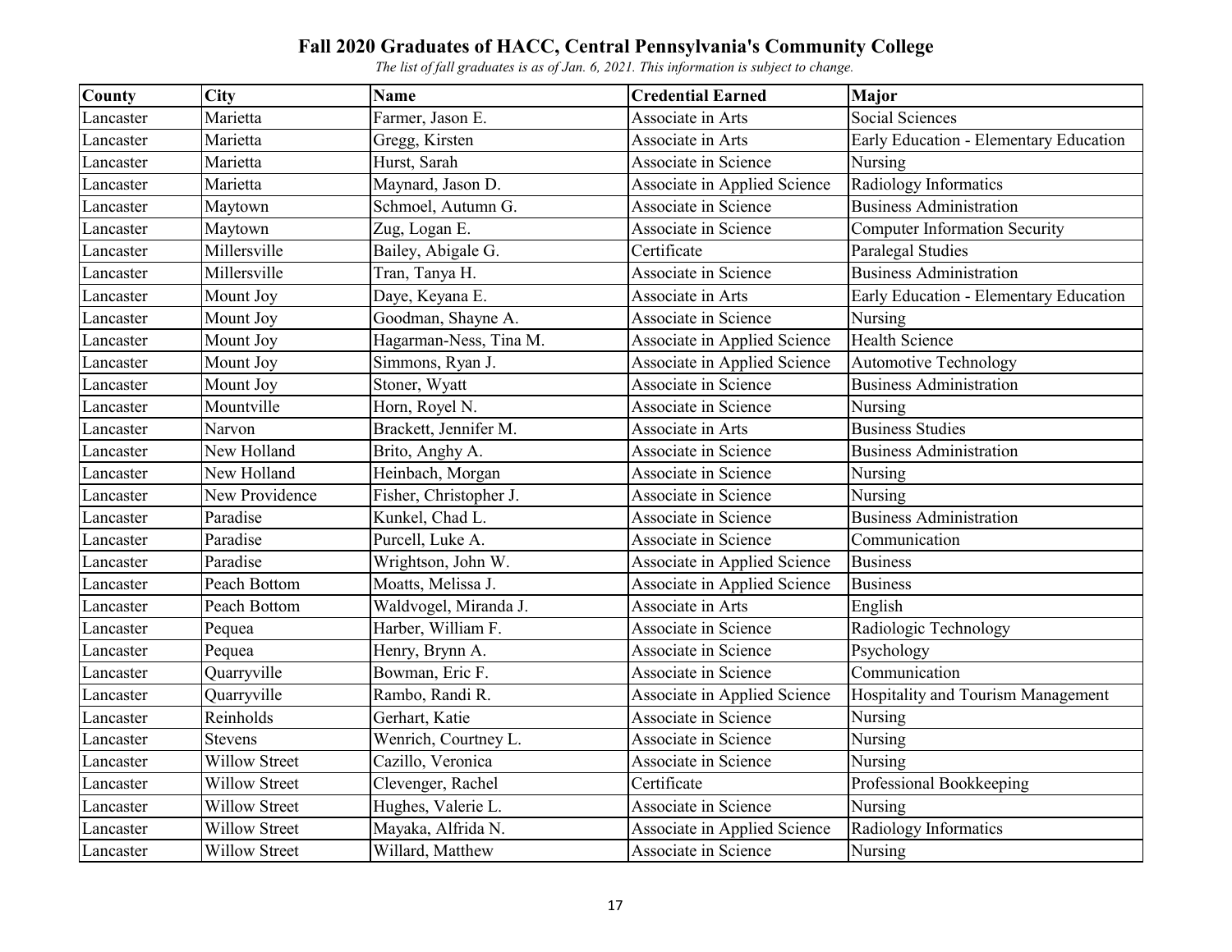# Fall 2020 Graduates of HACC, Central Pennsylvania's Community College

*The list of fall graduates is as of Jan. 6, 2021. This information is subject to change.*

| County | City | Name | Credential Earned | Major |
|---|---|---|---|---|
| Lancaster | Marietta | Farmer, Jason E. | Associate in Arts | Social Sciences |
| Lancaster | Marietta | Gregg, Kirsten | Associate in Arts | Early Education - Elementary Education |
| Lancaster | Marietta | Hurst, Sarah | Associate in Science | Nursing |
| Lancaster | Marietta | Maynard, Jason D. | Associate in Applied Science | Radiology Informatics |
| Lancaster | Maytown | Schmoel, Autumn G. | Associate in Science | Business Administration |
| Lancaster | Maytown | Zug, Logan E. | Associate in Science | Computer Information Security |
| Lancaster | Millersville | Bailey, Abigale G. | Certificate | Paralegal Studies |
| Lancaster | Millersville | Tran, Tanya H. | Associate in Science | Business Administration |
| Lancaster | Mount Joy | Daye, Keyana E. | Associate in Arts | Early Education - Elementary Education |
| Lancaster | Mount Joy | Goodman, Shayne A. | Associate in Science | Nursing |
| Lancaster | Mount Joy | Hagarman-Ness, Tina M. | Associate in Applied Science | Health Science |
| Lancaster | Mount Joy | Simmons, Ryan J. | Associate in Applied Science | Automotive Technology |
| Lancaster | Mount Joy | Stoner, Wyatt | Associate in Science | Business Administration |
| Lancaster | Mountville | Horn, Royel N. | Associate in Science | Nursing |
| Lancaster | Narvon | Brackett, Jennifer M. | Associate in Arts | Business Studies |
| Lancaster | New Holland | Brito, Anghy A. | Associate in Science | Business Administration |
| Lancaster | New Holland | Heinbach, Morgan | Associate in Science | Nursing |
| Lancaster | New Providence | Fisher, Christopher J. | Associate in Science | Nursing |
| Lancaster | Paradise | Kunkel, Chad L. | Associate in Science | Business Administration |
| Lancaster | Paradise | Purcell, Luke A. | Associate in Science | Communication |
| Lancaster | Paradise | Wrightson, John W. | Associate in Applied Science | Business |
| Lancaster | Peach Bottom | Moatts, Melissa J. | Associate in Applied Science | Business |
| Lancaster | Peach Bottom | Waldvogel, Miranda J. | Associate in Arts | English |
| Lancaster | Pequea | Harber, William F. | Associate in Science | Radiologic Technology |
| Lancaster | Pequea | Henry, Brynn A. | Associate in Science | Psychology |
| Lancaster | Quarryville | Bowman, Eric F. | Associate in Science | Communication |
| Lancaster | Quarryville | Rambo, Randi R. | Associate in Applied Science | Hospitality and Tourism Management |
| Lancaster | Reinholds | Gerhart, Katie | Associate in Science | Nursing |
| Lancaster | Stevens | Wenrich, Courtney L. | Associate in Science | Nursing |
| Lancaster | Willow Street | Cazillo, Veronica | Associate in Science | Nursing |
| Lancaster | Willow Street | Clevenger, Rachel | Certificate | Professional Bookkeeping |
| Lancaster | Willow Street | Hughes, Valerie L. | Associate in Science | Nursing |
| Lancaster | Willow Street | Mayaka, Alfrida N. | Associate in Applied Science | Radiology Informatics |
| Lancaster | Willow Street | Willard, Matthew | Associate in Science | Nursing |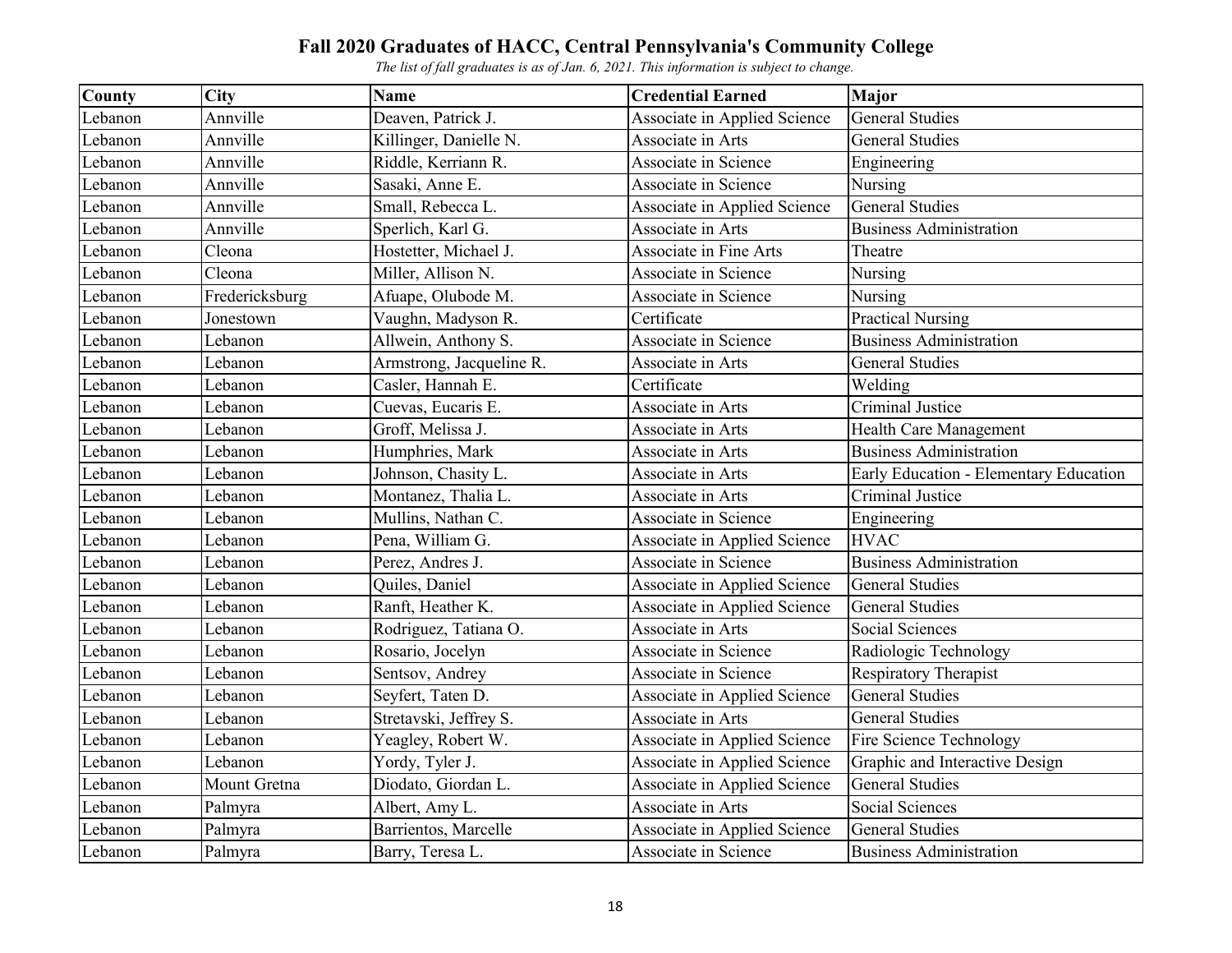# Fall 2020 Graduates of HACC, Central Pennsylvania's Community College

*The list of fall graduates is as of Jan. 6, 2021. This information is subject to change.*

| County | City | Name | Credential Earned | Major |
|---|---|---|---|---|
| Lebanon | Annville | Deaven, Patrick J. | Associate in Applied Science | General Studies |
| Lebanon | Annville | Killinger, Danielle N. | Associate in Arts | General Studies |
| Lebanon | Annville | Riddle, Kerriann R. | Associate in Science | Engineering |
| Lebanon | Annville | Sasaki, Anne E. | Associate in Science | Nursing |
| Lebanon | Annville | Small, Rebecca L. | Associate in Applied Science | General Studies |
| Lebanon | Annville | Sperlich, Karl G. | Associate in Arts | Business Administration |
| Lebanon | Cleona | Hostetter, Michael J. | Associate in Fine Arts | Theatre |
| Lebanon | Cleona | Miller, Allison N. | Associate in Science | Nursing |
| Lebanon | Fredericksburg | Afuape, Olubode M. | Associate in Science | Nursing |
| Lebanon | Jonestown | Vaughn, Madyson R. | Certificate | Practical Nursing |
| Lebanon | Lebanon | Allwein, Anthony S. | Associate in Science | Business Administration |
| Lebanon | Lebanon | Armstrong, Jacqueline R. | Associate in Arts | General Studies |
| Lebanon | Lebanon | Casler, Hannah E. | Certificate | Welding |
| Lebanon | Lebanon | Cuevas, Eucaris E. | Associate in Arts | Criminal Justice |
| Lebanon | Lebanon | Groff, Melissa J. | Associate in Arts | Health Care Management |
| Lebanon | Lebanon | Humphries, Mark | Associate in Arts | Business Administration |
| Lebanon | Lebanon | Johnson, Chasity L. | Associate in Arts | Early Education - Elementary Education |
| Lebanon | Lebanon | Montanez, Thalia L. | Associate in Arts | Criminal Justice |
| Lebanon | Lebanon | Mullins, Nathan C. | Associate in Science | Engineering |
| Lebanon | Lebanon | Pena, William G. | Associate in Applied Science | HVAC |
| Lebanon | Lebanon | Perez, Andres J. | Associate in Science | Business Administration |
| Lebanon | Lebanon | Quiles, Daniel | Associate in Applied Science | General Studies |
| Lebanon | Lebanon | Ranft, Heather K. | Associate in Applied Science | General Studies |
| Lebanon | Lebanon | Rodriguez, Tatiana O. | Associate in Arts | Social Sciences |
| Lebanon | Lebanon | Rosario, Jocelyn | Associate in Science | Radiologic Technology |
| Lebanon | Lebanon | Sentsov, Andrey | Associate in Science | Respiratory Therapist |
| Lebanon | Lebanon | Seyfert, Taten D. | Associate in Applied Science | General Studies |
| Lebanon | Lebanon | Stretavski, Jeffrey S. | Associate in Arts | General Studies |
| Lebanon | Lebanon | Yeagley, Robert W. | Associate in Applied Science | Fire Science Technology |
| Lebanon | Lebanon | Yordy, Tyler J. | Associate in Applied Science | Graphic and Interactive Design |
| Lebanon | Mount Gretna | Diodato, Giordan L. | Associate in Applied Science | General Studies |
| Lebanon | Palmyra | Albert, Amy L. | Associate in Arts | Social Sciences |
| Lebanon | Palmyra | Barrientos, Marcelle | Associate in Applied Science | General Studies |
| Lebanon | Palmyra | Barry, Teresa L. | Associate in Science | Business Administration |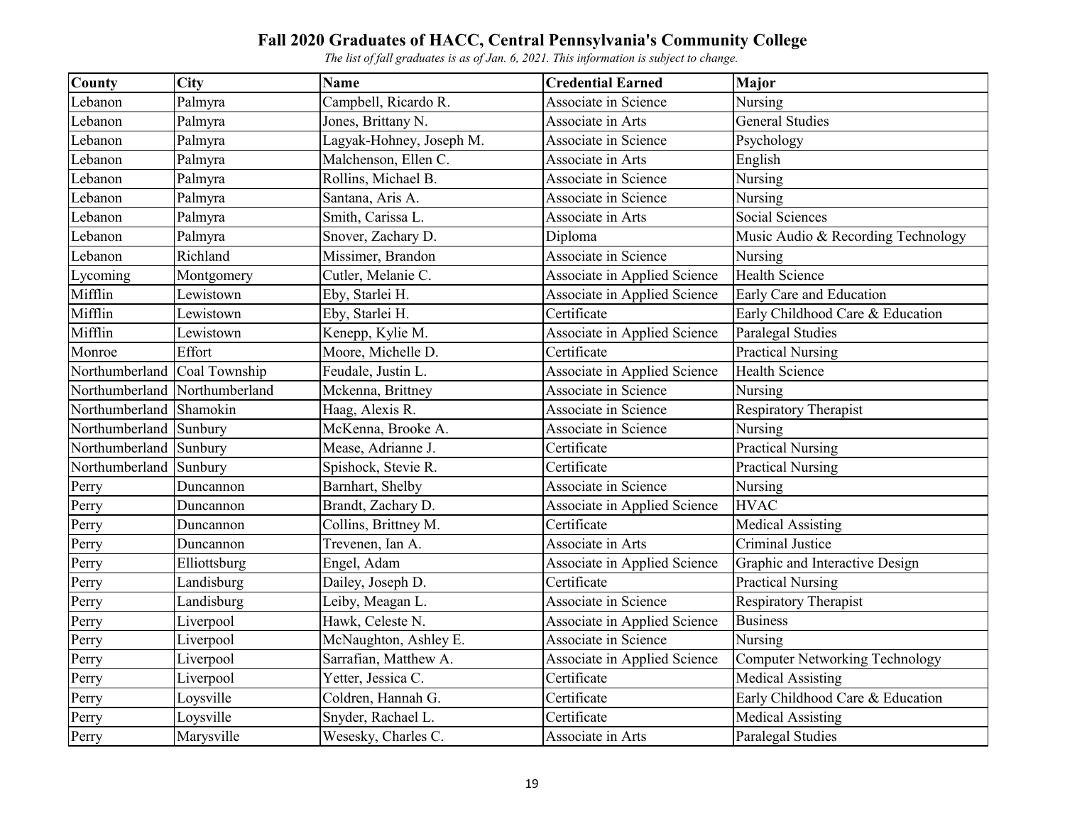# Fall 2020 Graduates of HACC, Central Pennsylvania's Community College

*The list of fall graduates is as of Jan. 6, 2021. This information is subject to change.*

| County | City | Name | Credential Earned | Major |
|---|---|---|---|---|
| Lebanon | Palmyra | Campbell, Ricardo R. | Associate in Science | Nursing |
| Lebanon | Palmyra | Jones, Brittany N. | Associate in Arts | General Studies |
| Lebanon | Palmyra | Lagyak-Hohney, Joseph M. | Associate in Science | Psychology |
| Lebanon | Palmyra | Malchenson, Ellen C. | Associate in Arts | English |
| Lebanon | Palmyra | Rollins, Michael B. | Associate in Science | Nursing |
| Lebanon | Palmyra | Santana, Aris A. | Associate in Science | Nursing |
| Lebanon | Palmyra | Smith, Carissa L. | Associate in Arts | Social Sciences |
| Lebanon | Palmyra | Snover, Zachary D. | Diploma | Music Audio & Recording Technology |
| Lebanon | Richland | Missimer, Brandon | Associate in Science | Nursing |
| Lycoming | Montgomery | Cutler, Melanie C. | Associate in Applied Science | Health Science |
| Mifflin | Lewistown | Eby, Starlei H. | Associate in Applied Science | Early Care and Education |
| Mifflin | Lewistown | Eby, Starlei H. | Certificate | Early Childhood Care & Education |
| Mifflin | Lewistown | Kenepp, Kylie M. | Associate in Applied Science | Paralegal Studies |
| Monroe | Effort | Moore, Michelle D. | Certificate | Practical Nursing |
| Northumberland | Coal Township | Feudale, Justin L. | Associate in Applied Science | Health Science |
| Northumberland | Northumberland | Mckenna, Brittney | Associate in Science | Nursing |
| Northumberland | Shamokin | Haag, Alexis R. | Associate in Science | Respiratory Therapist |
| Northumberland | Sunbury | McKenna, Brooke A. | Associate in Science | Nursing |
| Northumberland | Sunbury | Mease, Adrianne J. | Certificate | Practical Nursing |
| Northumberland | Sunbury | Spishock, Stevie R. | Certificate | Practical Nursing |
| Perry | Duncannon | Barnhart, Shelby | Associate in Science | Nursing |
| Perry | Duncannon | Brandt, Zachary D. | Associate in Applied Science | HVAC |
| Perry | Duncannon | Collins, Brittney M. | Certificate | Medical Assisting |
| Perry | Duncannon | Trevenen, Ian A. | Associate in Arts | Criminal Justice |
| Perry | Elliottsburg | Engel, Adam | Associate in Applied Science | Graphic and Interactive Design |
| Perry | Landisburg | Dailey, Joseph D. | Certificate | Practical Nursing |
| Perry | Landisburg | Leiby, Meagan L. | Associate in Science | Respiratory Therapist |
| Perry | Liverpool | Hawk, Celeste N. | Associate in Applied Science | Business |
| Perry | Liverpool | McNaughton, Ashley E. | Associate in Science | Nursing |
| Perry | Liverpool | Sarrafian, Matthew A. | Associate in Applied Science | Computer Networking Technology |
| Perry | Liverpool | Yetter, Jessica C. | Certificate | Medical Assisting |
| Perry | Loysville | Coldren, Hannah G. | Certificate | Early Childhood Care & Education |
| Perry | Loysville | Snyder, Rachael L. | Certificate | Medical Assisting |
| Perry | Marysville | Wesesky, Charles C. | Associate in Arts | Paralegal Studies |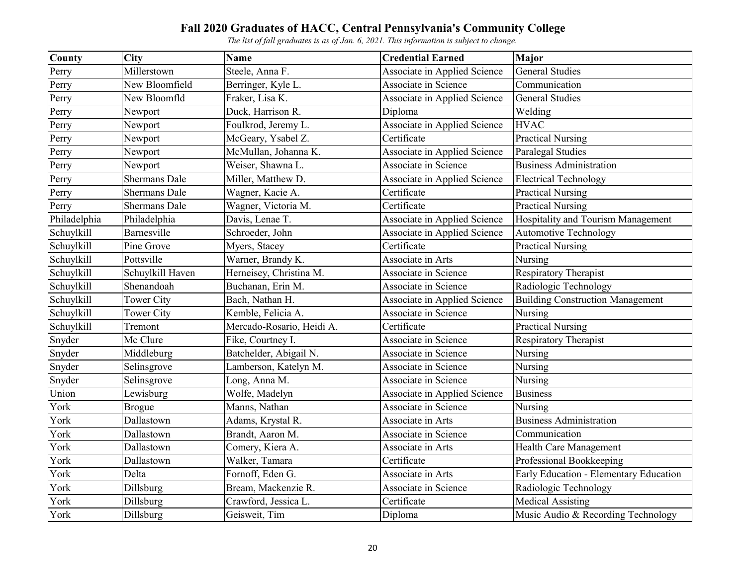# Fall 2020 Graduates of HACC, Central Pennsylvania's Community College

*The list of fall graduates is as of Jan. 6, 2021. This information is subject to change.*

| County | City | Name | Credential Earned | Major |
|---|---|---|---|---|
| Perry | Millerstown | Steele, Anna F. | Associate in Applied Science | General Studies |
| Perry | New Bloomfield | Berringer, Kyle L. | Associate in Science | Communication |
| Perry | New Bloomfld | Fraker, Lisa K. | Associate in Applied Science | General Studies |
| Perry | Newport | Duck, Harrison R. | Diploma | Welding |
| Perry | Newport | Foulkrod, Jeremy L. | Associate in Applied Science | HVAC |
| Perry | Newport | McGeary, Ysabel Z. | Certificate | Practical Nursing |
| Perry | Newport | McMullan, Johanna K. | Associate in Applied Science | Paralegal Studies |
| Perry | Newport | Weiser, Shawna L. | Associate in Science | Business Administration |
| Perry | Shermans Dale | Miller, Matthew D. | Associate in Applied Science | Electrical Technology |
| Perry | Shermans Dale | Wagner, Kacie A. | Certificate | Practical Nursing |
| Perry | Shermans Dale | Wagner, Victoria M. | Certificate | Practical Nursing |
| Philadelphia | Philadelphia | Davis, Lenae T. | Associate in Applied Science | Hospitality and Tourism Management |
| Schuylkill | Barnesville | Schroeder, John | Associate in Applied Science | Automotive Technology |
| Schuylkill | Pine Grove | Myers, Stacey | Certificate | Practical Nursing |
| Schuylkill | Pottsville | Warner, Brandy K. | Associate in Arts | Nursing |
| Schuylkill | Schuylkill Haven | Herneisey, Christina M. | Associate in Science | Respiratory Therapist |
| Schuylkill | Shenandoah | Buchanan, Erin M. | Associate in Science | Radiologic Technology |
| Schuylkill | Tower City | Bach, Nathan H. | Associate in Applied Science | Building Construction Management |
| Schuylkill | Tower City | Kemble, Felicia A. | Associate in Science | Nursing |
| Schuylkill | Tremont | Mercado-Rosario, Heidi A. | Certificate | Practical Nursing |
| Snyder | Mc Clure | Fike, Courtney I. | Associate in Science | Respiratory Therapist |
| Snyder | Middleburg | Batchelder, Abigail N. | Associate in Science | Nursing |
| Snyder | Selinsgrove | Lamberson, Katelyn M. | Associate in Science | Nursing |
| Snyder | Selinsgrove | Long, Anna M. | Associate in Science | Nursing |
| Union | Lewisburg | Wolfe, Madelyn | Associate in Applied Science | Business |
| York | Brogue | Manns, Nathan | Associate in Science | Nursing |
| York | Dallastown | Adams, Krystal R. | Associate in Arts | Business Administration |
| York | Dallastown | Brandt, Aaron M. | Associate in Science | Communication |
| York | Dallastown | Comery, Kiera A. | Associate in Arts | Health Care Management |
| York | Dallastown | Walker, Tamara | Certificate | Professional Bookkeeping |
| York | Delta | Fornoff, Eden G. | Associate in Arts | Early Education - Elementary Education |
| York | Dillsburg | Bream, Mackenzie R. | Associate in Science | Radiologic Technology |
| York | Dillsburg | Crawford, Jessica L. | Certificate | Medical Assisting |
| York | Dillsburg | Geisweit, Tim | Diploma | Music Audio & Recording Technology |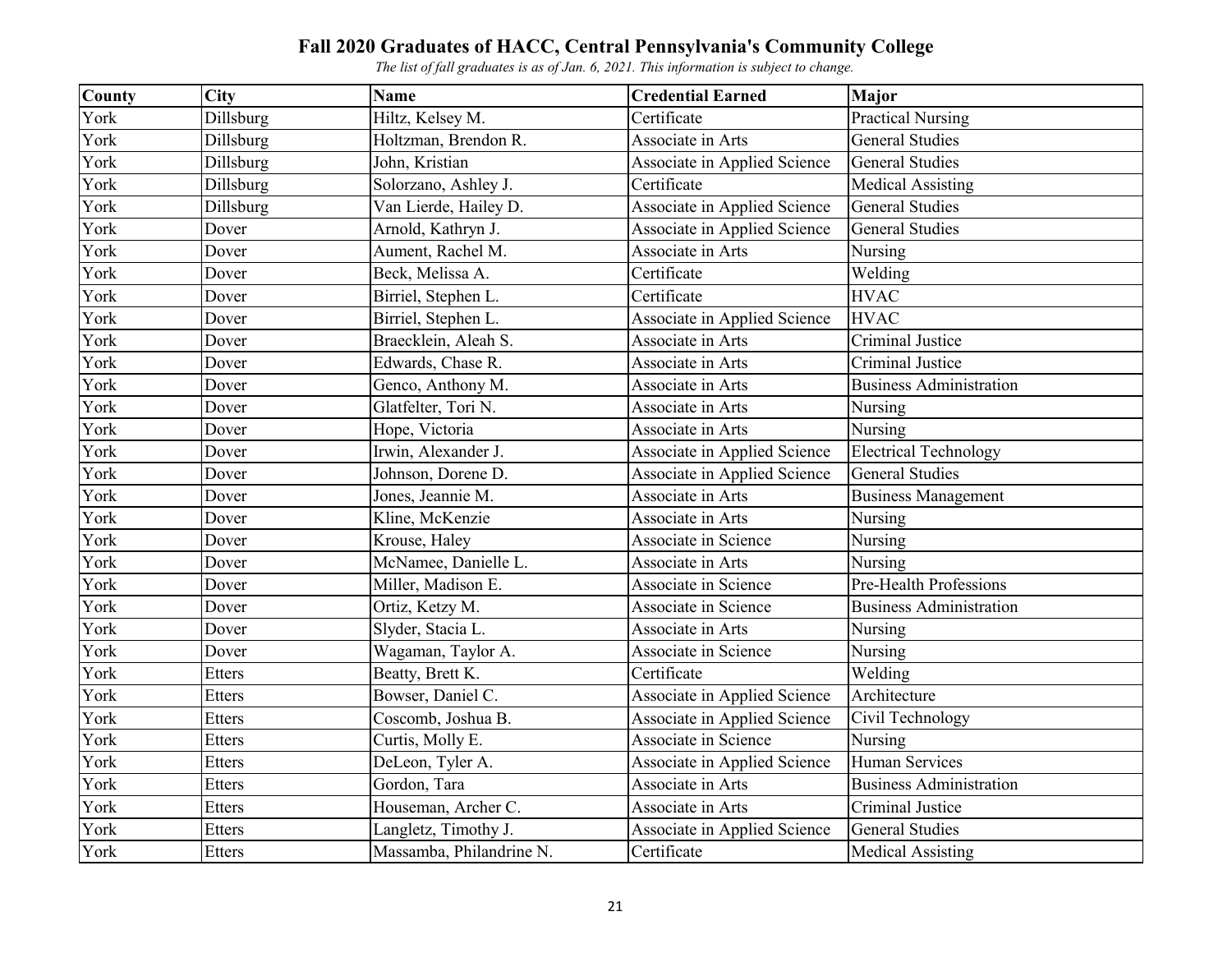# Fall 2020 Graduates of HACC, Central Pennsylvania's Community College

*The list of fall graduates is as of Jan. 6, 2021. This information is subject to change.*

| County | City | Name | Credential Earned | Major |
|---|---|---|---|---|
| York | Dillsburg | Hiltz, Kelsey M. | Certificate | Practical Nursing |
| York | Dillsburg | Holtzman, Brendon R. | Associate in Arts | General Studies |
| York | Dillsburg | John, Kristian | Associate in Applied Science | General Studies |
| York | Dillsburg | Solorzano, Ashley J. | Certificate | Medical Assisting |
| York | Dillsburg | Van Lierde, Hailey D. | Associate in Applied Science | General Studies |
| York | Dover | Arnold, Kathryn J. | Associate in Applied Science | General Studies |
| York | Dover | Aument, Rachel M. | Associate in Arts | Nursing |
| York | Dover | Beck, Melissa A. | Certificate | Welding |
| York | Dover | Birriel, Stephen L. | Certificate | HVAC |
| York | Dover | Birriel, Stephen L. | Associate in Applied Science | HVAC |
| York | Dover | Braecklein, Aleah S. | Associate in Arts | Criminal Justice |
| York | Dover | Edwards, Chase R. | Associate in Arts | Criminal Justice |
| York | Dover | Genco, Anthony M. | Associate in Arts | Business Administration |
| York | Dover | Glatfelter, Tori N. | Associate in Arts | Nursing |
| York | Dover | Hope, Victoria | Associate in Arts | Nursing |
| York | Dover | Irwin, Alexander J. | Associate in Applied Science | Electrical Technology |
| York | Dover | Johnson, Dorene D. | Associate in Applied Science | General Studies |
| York | Dover | Jones, Jeannie M. | Associate in Arts | Business Management |
| York | Dover | Kline, McKenzie | Associate in Arts | Nursing |
| York | Dover | Krouse, Haley | Associate in Science | Nursing |
| York | Dover | McNamee, Danielle L. | Associate in Arts | Nursing |
| York | Dover | Miller, Madison E. | Associate in Science | Pre-Health Professions |
| York | Dover | Ortiz, Ketzy M. | Associate in Science | Business Administration |
| York | Dover | Slyder, Stacia L. | Associate in Arts | Nursing |
| York | Dover | Wagaman, Taylor A. | Associate in Science | Nursing |
| York | Etters | Beatty, Brett K. | Certificate | Welding |
| York | Etters | Bowser, Daniel C. | Associate in Applied Science | Architecture |
| York | Etters | Coscomb, Joshua B. | Associate in Applied Science | Civil Technology |
| York | Etters | Curtis, Molly E. | Associate in Science | Nursing |
| York | Etters | DeLeon, Tyler A. | Associate in Applied Science | Human Services |
| York | Etters | Gordon, Tara | Associate in Arts | Business Administration |
| York | Etters | Houseman, Archer C. | Associate in Arts | Criminal Justice |
| York | Etters | Langletz, Timothy J. | Associate in Applied Science | General Studies |
| York | Etters | Massamba, Philandrine N. | Certificate | Medical Assisting |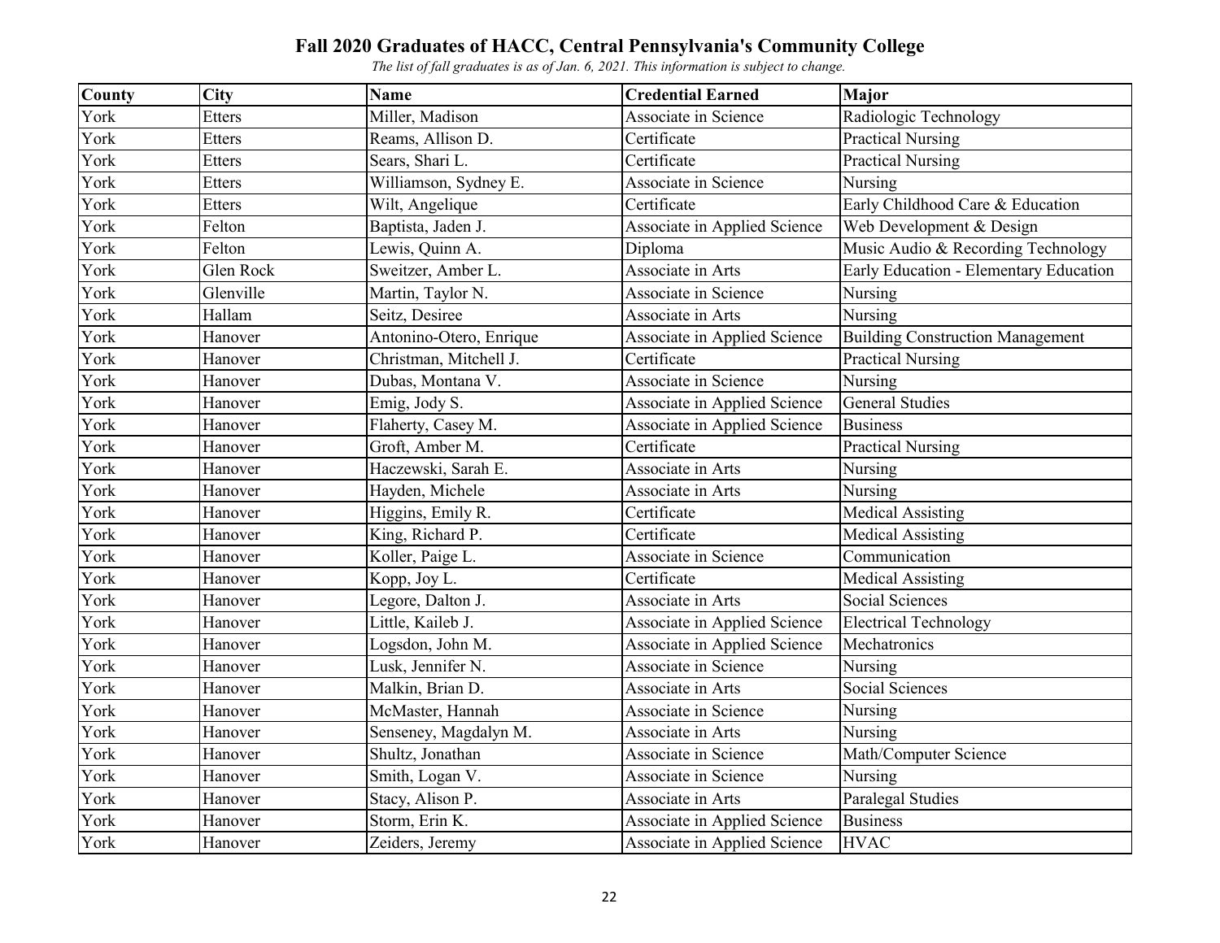# Fall 2020 Graduates of HACC, Central Pennsylvania's Community College

*The list of fall graduates is as of Jan. 6, 2021. This information is subject to change.*

| County | City | Name | Credential Earned | Major |
|---|---|---|---|---|
| York | Etters | Miller, Madison | Associate in Science | Radiologic Technology |
| York | Etters | Reams, Allison D. | Certificate | Practical Nursing |
| York | Etters | Sears, Shari L. | Certificate | Practical Nursing |
| York | Etters | Williamson, Sydney E. | Associate in Science | Nursing |
| York | Etters | Wilt, Angelique | Certificate | Early Childhood Care & Education |
| York | Felton | Baptista, Jaden J. | Associate in Applied Science | Web Development & Design |
| York | Felton | Lewis, Quinn A. | Diploma | Music Audio & Recording Technology |
| York | Glen Rock | Sweitzer, Amber L. | Associate in Arts | Early Education - Elementary Education |
| York | Glenville | Martin, Taylor N. | Associate in Science | Nursing |
| York | Hallam | Seitz, Desiree | Associate in Arts | Nursing |
| York | Hanover | Antonino-Otero, Enrique | Associate in Applied Science | Building Construction Management |
| York | Hanover | Christman, Mitchell J. | Certificate | Practical Nursing |
| York | Hanover | Dubas, Montana V. | Associate in Science | Nursing |
| York | Hanover | Emig, Jody S. | Associate in Applied Science | General Studies |
| York | Hanover | Flaherty, Casey M. | Associate in Applied Science | Business |
| York | Hanover | Groft, Amber M. | Certificate | Practical Nursing |
| York | Hanover | Haczewski, Sarah E. | Associate in Arts | Nursing |
| York | Hanover | Hayden, Michele | Associate in Arts | Nursing |
| York | Hanover | Higgins, Emily R. | Certificate | Medical Assisting |
| York | Hanover | King, Richard P. | Certificate | Medical Assisting |
| York | Hanover | Koller, Paige L. | Associate in Science | Communication |
| York | Hanover | Kopp, Joy L. | Certificate | Medical Assisting |
| York | Hanover | Legore, Dalton J. | Associate in Arts | Social Sciences |
| York | Hanover | Little, Kaileb J. | Associate in Applied Science | Electrical Technology |
| York | Hanover | Logsdon, John M. | Associate in Applied Science | Mechatronics |
| York | Hanover | Lusk, Jennifer N. | Associate in Science | Nursing |
| York | Hanover | Malkin, Brian D. | Associate in Arts | Social Sciences |
| York | Hanover | McMaster, Hannah | Associate in Science | Nursing |
| York | Hanover | Senseney, Magdalyn M. | Associate in Arts | Nursing |
| York | Hanover | Shultz, Jonathan | Associate in Science | Math/Computer Science |
| York | Hanover | Smith, Logan V. | Associate in Science | Nursing |
| York | Hanover | Stacy, Alison P. | Associate in Arts | Paralegal Studies |
| York | Hanover | Storm, Erin K. | Associate in Applied Science | Business |
| York | Hanover | Zeiders, Jeremy | Associate in Applied Science | HVAC |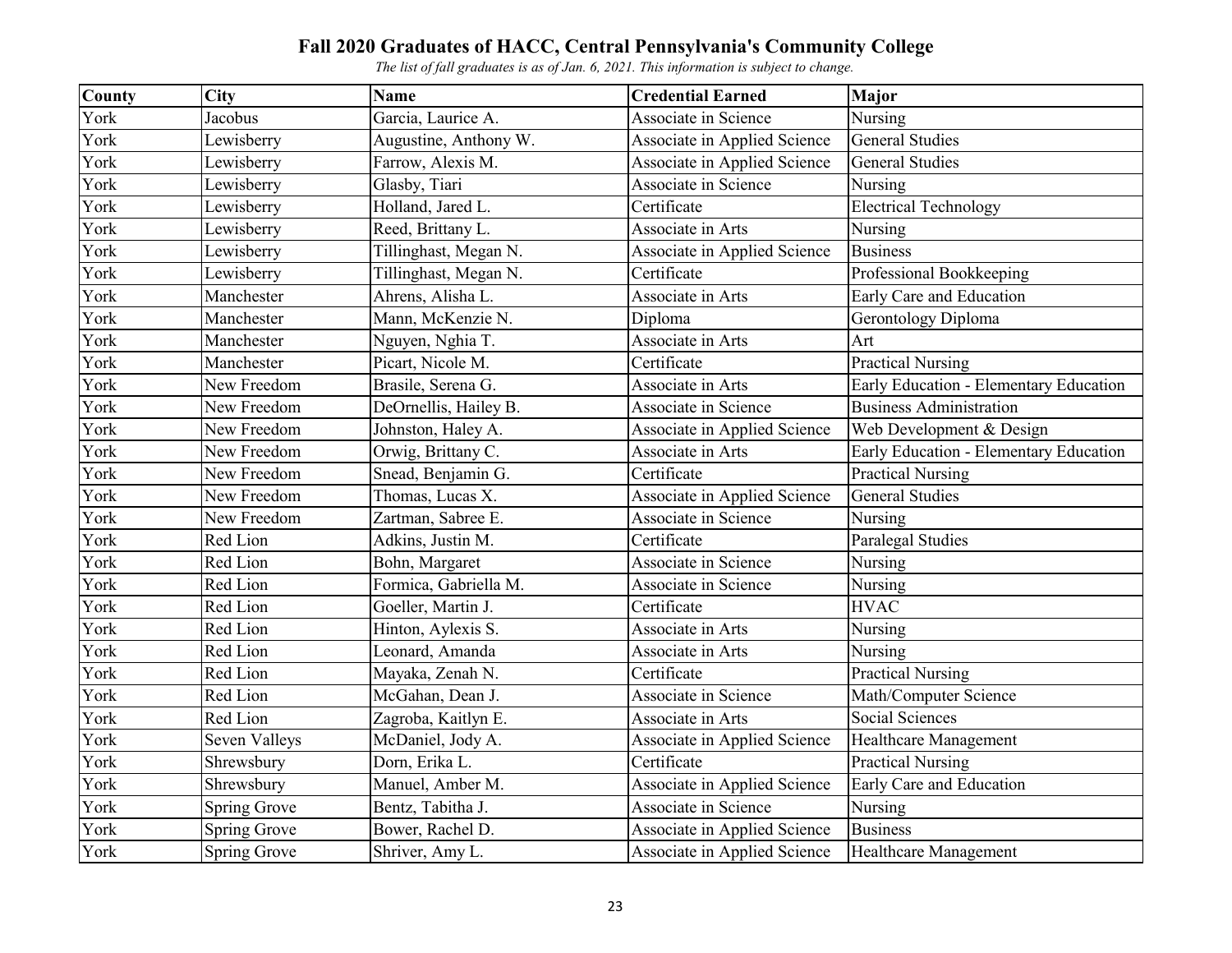# Fall 2020 Graduates of HACC, Central Pennsylvania's Community College

*The list of fall graduates is as of Jan. 6, 2021. This information is subject to change.*

| County | City | Name | Credential Earned | Major |
|---|---|---|---|---|
| York | Jacobus | Garcia, Laurice A. | Associate in Science | Nursing |
| York | Lewisberry | Augustine, Anthony W. | Associate in Applied Science | General Studies |
| York | Lewisberry | Farrow, Alexis M. | Associate in Applied Science | General Studies |
| York | Lewisberry | Glasby, Tiari | Associate in Science | Nursing |
| York | Lewisberry | Holland, Jared L. | Certificate | Electrical Technology |
| York | Lewisberry | Reed, Brittany L. | Associate in Arts | Nursing |
| York | Lewisberry | Tillinghast, Megan N. | Associate in Applied Science | Business |
| York | Lewisberry | Tillinghast, Megan N. | Certificate | Professional Bookkeeping |
| York | Manchester | Ahrens, Alisha L. | Associate in Arts | Early Care and Education |
| York | Manchester | Mann, McKenzie N. | Diploma | Gerontology Diploma |
| York | Manchester | Nguyen, Nghia T. | Associate in Arts | Art |
| York | Manchester | Picart, Nicole M. | Certificate | Practical Nursing |
| York | New Freedom | Brasile, Serena G. | Associate in Arts | Early Education - Elementary Education |
| York | New Freedom | DeOrnellis, Hailey B. | Associate in Science | Business Administration |
| York | New Freedom | Johnston, Haley A. | Associate in Applied Science | Web Development & Design |
| York | New Freedom | Orwig, Brittany C. | Associate in Arts | Early Education - Elementary Education |
| York | New Freedom | Snead, Benjamin G. | Certificate | Practical Nursing |
| York | New Freedom | Thomas, Lucas X. | Associate in Applied Science | General Studies |
| York | New Freedom | Zartman, Sabree E. | Associate in Science | Nursing |
| York | Red Lion | Adkins, Justin M. | Certificate | Paralegal Studies |
| York | Red Lion | Bohn, Margaret | Associate in Science | Nursing |
| York | Red Lion | Formica, Gabriella M. | Associate in Science | Nursing |
| York | Red Lion | Goeller, Martin J. | Certificate | HVAC |
| York | Red Lion | Hinton, Aylexis S. | Associate in Arts | Nursing |
| York | Red Lion | Leonard, Amanda | Associate in Arts | Nursing |
| York | Red Lion | Mayaka, Zenah N. | Certificate | Practical Nursing |
| York | Red Lion | McGahan, Dean J. | Associate in Science | Math/Computer Science |
| York | Red Lion | Zagroba, Kaitlyn E. | Associate in Arts | Social Sciences |
| York | Seven Valleys | McDaniel, Jody A. | Associate in Applied Science | Healthcare Management |
| York | Shrewsbury | Dorn, Erika L. | Certificate | Practical Nursing |
| York | Shrewsbury | Manuel, Amber M. | Associate in Applied Science | Early Care and Education |
| York | Spring Grove | Bentz, Tabitha J. | Associate in Science | Nursing |
| York | Spring Grove | Bower, Rachel D. | Associate in Applied Science | Business |
| York | Spring Grove | Shriver, Amy L. | Associate in Applied Science | Healthcare Management |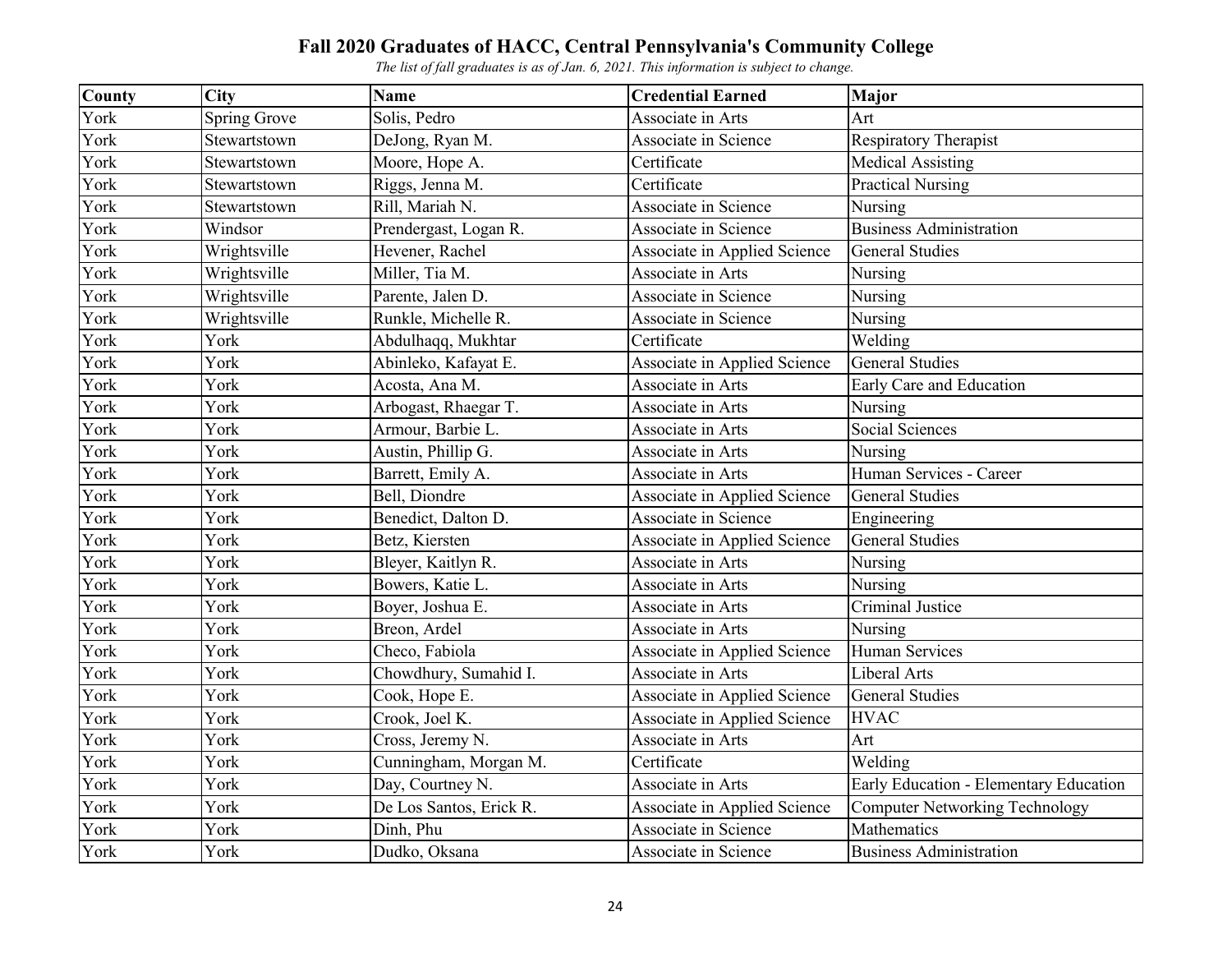# Fall 2020 Graduates of HACC, Central Pennsylvania's Community College

*The list of fall graduates is as of Jan. 6, 2021. This information is subject to change.*

| County | City | Name | Credential Earned | Major |
|---|---|---|---|---|
| York | Spring Grove | Solis, Pedro | Associate in Arts | Art |
| York | Stewartstown | DeJong, Ryan M. | Associate in Science | Respiratory Therapist |
| York | Stewartstown | Moore, Hope A. | Certificate | Medical Assisting |
| York | Stewartstown | Riggs, Jenna M. | Certificate | Practical Nursing |
| York | Stewartstown | Rill, Mariah N. | Associate in Science | Nursing |
| York | Windsor | Prendergast, Logan R. | Associate in Science | Business Administration |
| York | Wrightsville | Hevener, Rachel | Associate in Applied Science | General Studies |
| York | Wrightsville | Miller, Tia M. | Associate in Arts | Nursing |
| York | Wrightsville | Parente, Jalen D. | Associate in Science | Nursing |
| York | Wrightsville | Runkle, Michelle R. | Associate in Science | Nursing |
| York | York | Abdulhaqq, Mukhtar | Certificate | Welding |
| York | York | Abinleko, Kafayat E. | Associate in Applied Science | General Studies |
| York | York | Acosta, Ana M. | Associate in Arts | Early Care and Education |
| York | York | Arbogast, Rhaegar T. | Associate in Arts | Nursing |
| York | York | Armour, Barbie L. | Associate in Arts | Social Sciences |
| York | York | Austin, Phillip G. | Associate in Arts | Nursing |
| York | York | Barrett, Emily A. | Associate in Arts | Human Services - Career |
| York | York | Bell, Diondre | Associate in Applied Science | General Studies |
| York | York | Benedict, Dalton D. | Associate in Science | Engineering |
| York | York | Betz, Kiersten | Associate in Applied Science | General Studies |
| York | York | Bleyer, Kaitlyn R. | Associate in Arts | Nursing |
| York | York | Bowers, Katie L. | Associate in Arts | Nursing |
| York | York | Boyer, Joshua E. | Associate in Arts | Criminal Justice |
| York | York | Breon, Ardel | Associate in Arts | Nursing |
| York | York | Checo, Fabiola | Associate in Applied Science | Human Services |
| York | York | Chowdhury, Sumahid I. | Associate in Arts | Liberal Arts |
| York | York | Cook, Hope E. | Associate in Applied Science | General Studies |
| York | York | Crook, Joel K. | Associate in Applied Science | HVAC |
| York | York | Cross, Jeremy N. | Associate in Arts | Art |
| York | York | Cunningham, Morgan M. | Certificate | Welding |
| York | York | Day, Courtney N. | Associate in Arts | Early Education - Elementary Education |
| York | York | De Los Santos, Erick R. | Associate in Applied Science | Computer Networking Technology |
| York | York | Dinh, Phu | Associate in Science | Mathematics |
| York | York | Dudko, Oksana | Associate in Science | Business Administration |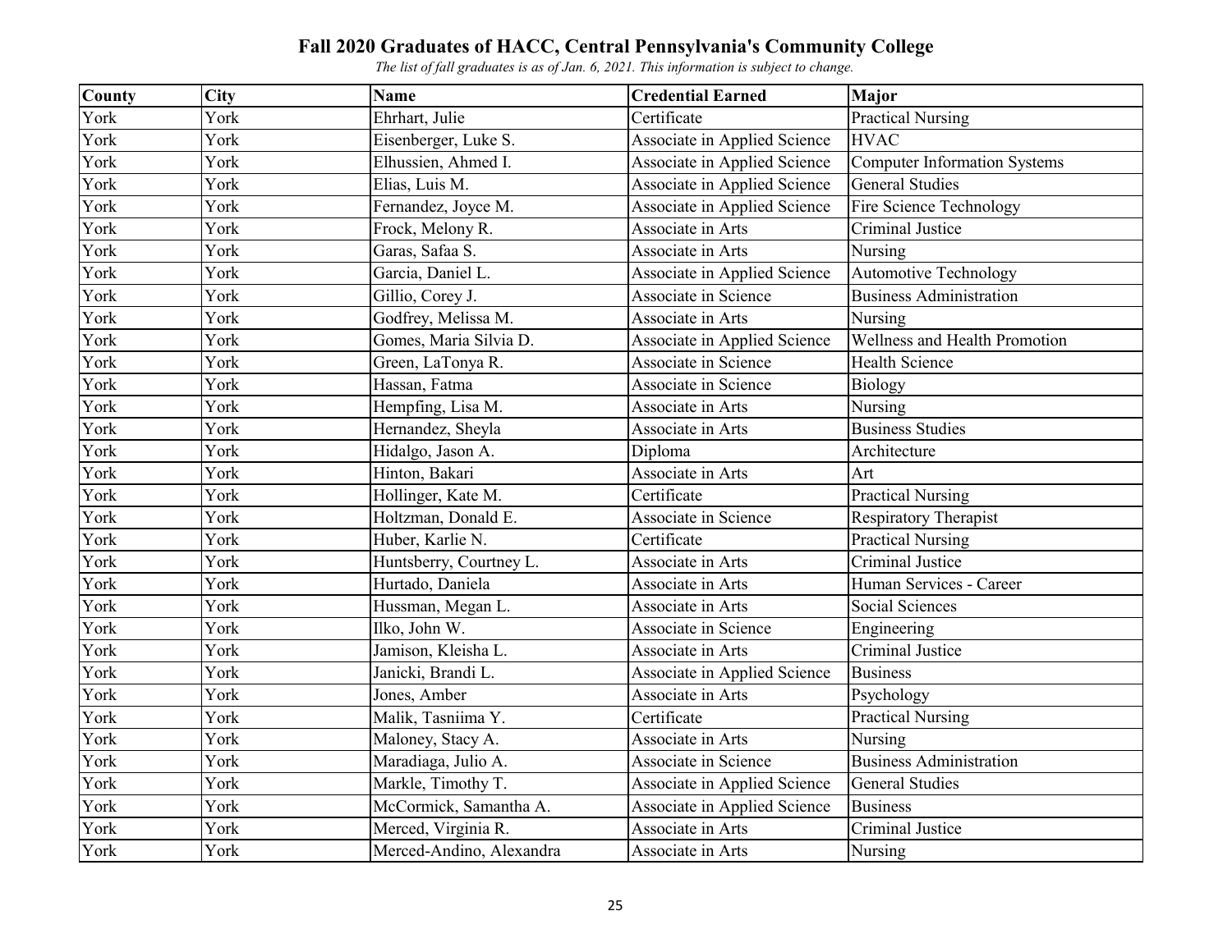# Fall 2020 Graduates of HACC, Central Pennsylvania's Community College

*The list of fall graduates is as of Jan. 6, 2021. This information is subject to change.*

| County | City | Name | Credential Earned | Major |
|---|---|---|---|---|
| York | York | Ehrhart, Julie | Certificate | Practical Nursing |
| York | York | Eisenberger, Luke S. | Associate in Applied Science | HVAC |
| York | York | Elhussien, Ahmed I. | Associate in Applied Science | Computer Information Systems |
| York | York | Elias, Luis M. | Associate in Applied Science | General Studies |
| York | York | Fernandez, Joyce M. | Associate in Applied Science | Fire Science Technology |
| York | York | Frock, Melony R. | Associate in Arts | Criminal Justice |
| York | York | Garas, Safaa S. | Associate in Arts | Nursing |
| York | York | Garcia, Daniel L. | Associate in Applied Science | Automotive Technology |
| York | York | Gillio, Corey J. | Associate in Science | Business Administration |
| York | York | Godfrey, Melissa M. | Associate in Arts | Nursing |
| York | York | Gomes, Maria Silvia D. | Associate in Applied Science | Wellness and Health Promotion |
| York | York | Green, LaTonya R. | Associate in Science | Health Science |
| York | York | Hassan, Fatma | Associate in Science | Biology |
| York | York | Hempfing, Lisa M. | Associate in Arts | Nursing |
| York | York | Hernandez, Sheyla | Associate in Arts | Business Studies |
| York | York | Hidalgo, Jason A. | Diploma | Architecture |
| York | York | Hinton, Bakari | Associate in Arts | Art |
| York | York | Hollinger, Kate M. | Certificate | Practical Nursing |
| York | York | Holtzman, Donald E. | Associate in Science | Respiratory Therapist |
| York | York | Huber, Karlie N. | Certificate | Practical Nursing |
| York | York | Huntsberry, Courtney L. | Associate in Arts | Criminal Justice |
| York | York | Hurtado, Daniela | Associate in Arts | Human Services - Career |
| York | York | Hussman, Megan L. | Associate in Arts | Social Sciences |
| York | York | Ilko, John W. | Associate in Science | Engineering |
| York | York | Jamison, Kleisha L. | Associate in Arts | Criminal Justice |
| York | York | Janicki, Brandi L. | Associate in Applied Science | Business |
| York | York | Jones, Amber | Associate in Arts | Psychology |
| York | York | Malik, Tasniima Y. | Certificate | Practical Nursing |
| York | York | Maloney, Stacy A. | Associate in Arts | Nursing |
| York | York | Maradiaga, Julio A. | Associate in Science | Business Administration |
| York | York | Markle, Timothy T. | Associate in Applied Science | General Studies |
| York | York | McCormick, Samantha A. | Associate in Applied Science | Business |
| York | York | Merced, Virginia R. | Associate in Arts | Criminal Justice |
| York | York | Merced-Andino, Alexandra | Associate in Arts | Nursing |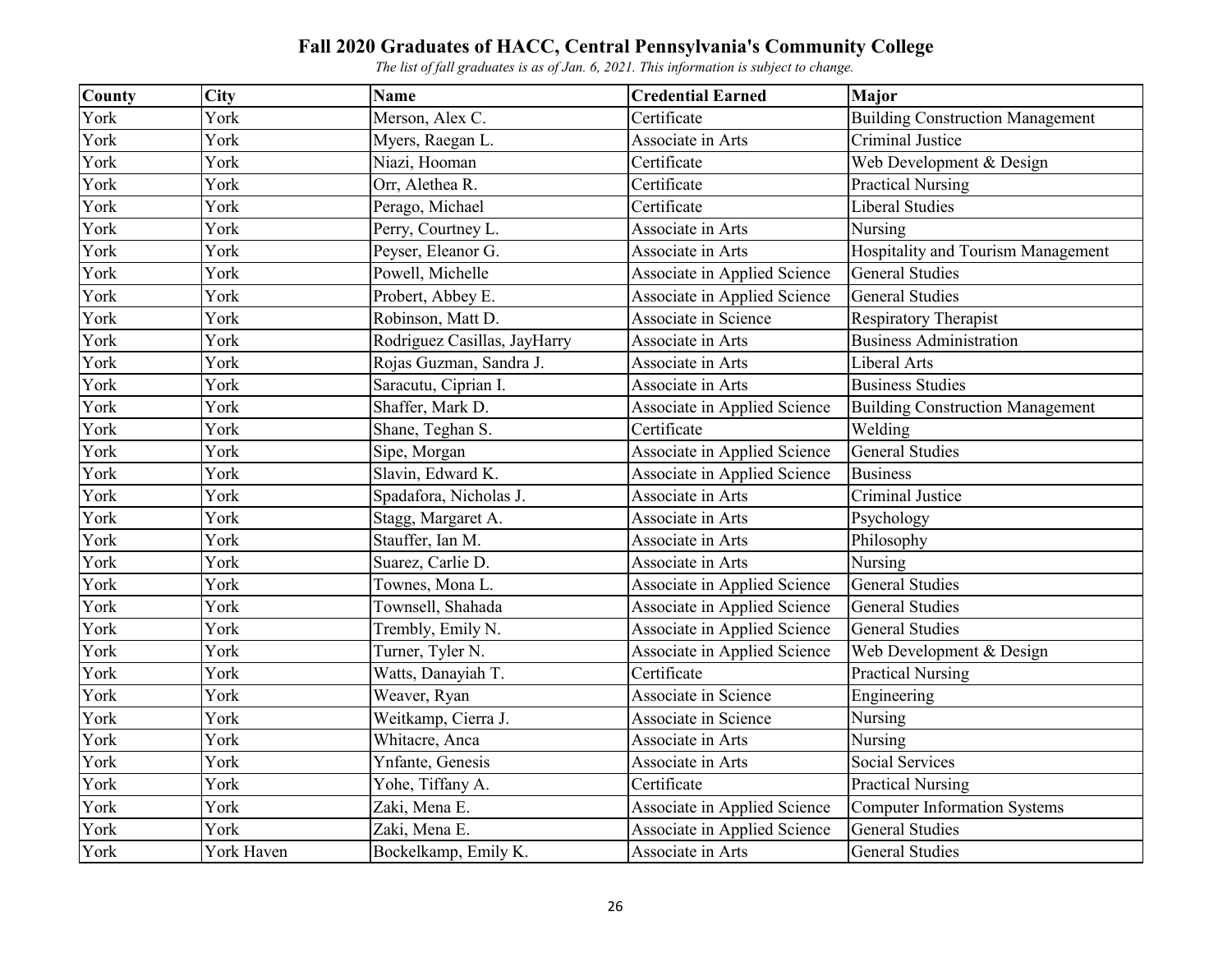# Fall 2020 Graduates of HACC, Central Pennsylvania's Community College

*The list of fall graduates is as of Jan. 6, 2021. This information is subject to change.*

| County | City | Name | Credential Earned | Major |
|---|---|---|---|---|
| York | York | Merson, Alex C. | Certificate | Building Construction Management |
| York | York | Myers, Raegan L. | Associate in Arts | Criminal Justice |
| York | York | Niazi, Hooman | Certificate | Web Development & Design |
| York | York | Orr, Alethea R. | Certificate | Practical Nursing |
| York | York | Perago, Michael | Certificate | Liberal Studies |
| York | York | Perry, Courtney L. | Associate in Arts | Nursing |
| York | York | Peyser, Eleanor G. | Associate in Arts | Hospitality and Tourism Management |
| York | York | Powell, Michelle | Associate in Applied Science | General Studies |
| York | York | Probert, Abbey E. | Associate in Applied Science | General Studies |
| York | York | Robinson, Matt D. | Associate in Science | Respiratory Therapist |
| York | York | Rodriguez Casillas, JayHarry | Associate in Arts | Business Administration |
| York | York | Rojas Guzman, Sandra J. | Associate in Arts | Liberal Arts |
| York | York | Saracutu, Ciprian I. | Associate in Arts | Business Studies |
| York | York | Shaffer, Mark D. | Associate in Applied Science | Building Construction Management |
| York | York | Shane, Teghan S. | Certificate | Welding |
| York | York | Sipe, Morgan | Associate in Applied Science | General Studies |
| York | York | Slavin, Edward K. | Associate in Applied Science | Business |
| York | York | Spadafora, Nicholas J. | Associate in Arts | Criminal Justice |
| York | York | Stagg, Margaret A. | Associate in Arts | Psychology |
| York | York | Stauffer, Ian M. | Associate in Arts | Philosophy |
| York | York | Suarez, Carlie D. | Associate in Arts | Nursing |
| York | York | Townes, Mona L. | Associate in Applied Science | General Studies |
| York | York | Townsell, Shahada | Associate in Applied Science | General Studies |
| York | York | Trembly, Emily N. | Associate in Applied Science | General Studies |
| York | York | Turner, Tyler N. | Associate in Applied Science | Web Development & Design |
| York | York | Watts, Danayiah T. | Certificate | Practical Nursing |
| York | York | Weaver, Ryan | Associate in Science | Engineering |
| York | York | Weitkamp, Cierra J. | Associate in Science | Nursing |
| York | York | Whitacre, Anca | Associate in Arts | Nursing |
| York | York | Ynfante, Genesis | Associate in Arts | Social Services |
| York | York | Yohe, Tiffany A. | Certificate | Practical Nursing |
| York | York | Zaki, Mena E. | Associate in Applied Science | Computer Information Systems |
| York | York | Zaki, Mena E. | Associate in Applied Science | General Studies |
| York | York Haven | Bockelkamp, Emily K. | Associate in Arts | General Studies |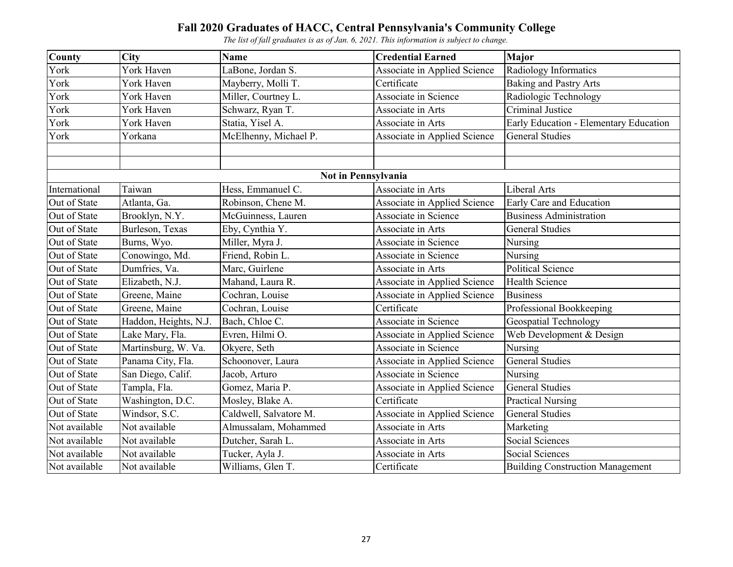# Fall 2020 Graduates of HACC, Central Pennsylvania's Community College

*The list of fall graduates is as of Jan. 6, 2021. This information is subject to change.*

| County | City | Name | Credential Earned | Major |
|---|---|---|---|---|
| York | York Haven | LaBone, Jordan S. | Associate in Applied Science | Radiology Informatics |
| York | York Haven | Mayberry, Molli T. | Certificate | Baking and Pastry Arts |
| York | York Haven | Miller, Courtney L. | Associate in Science | Radiologic Technology |
| York | York Haven | Schwarz, Ryan T. | Associate in Arts | Criminal Justice |
| York | York Haven | Statia, Yisel A. | Associate in Arts | Early Education - Elementary Education |
| York | Yorkana | McElhenny, Michael P. | Associate in Applied Science | General Studies |
| | | | | |
| | | | | |
| | | **Not in Pennsylvania** | | |
| International | Taiwan | Hess, Emmanuel C. | Associate in Arts | Liberal Arts |
| Out of State | Atlanta, Ga. | Robinson, Chene M. | Associate in Applied Science | Early Care and Education |
| Out of State | Brooklyn, N.Y. | McGuinness, Lauren | Associate in Science | Business Administration |
| Out of State | Burleson, Texas | Eby, Cynthia Y. | Associate in Arts | General Studies |
| Out of State | Burns, Wyo. | Miller, Myra J. | Associate in Science | Nursing |
| Out of State | Conowingo, Md. | Friend, Robin L. | Associate in Science | Nursing |
| Out of State | Dumfries, Va. | Marc, Guirlene | Associate in Arts | Political Science |
| Out of State | Elizabeth, N.J. | Mahand, Laura R. | Associate in Applied Science | Health Science |
| Out of State | Greene, Maine | Cochran, Louise | Associate in Applied Science | Business |
| Out of State | Greene, Maine | Cochran, Louise | Certificate | Professional Bookkeeping |
| Out of State | Haddon, Heights, N.J. | Bach, Chloe C. | Associate in Science | Geospatial Technology |
| Out of State | Lake Mary, Fla. | Evren, Hilmi O. | Associate in Applied Science | Web Development & Design |
| Out of State | Martinsburg, W. Va. | Okyere, Seth | Associate in Science | Nursing |
| Out of State | Panama City, Fla. | Schoonover, Laura | Associate in Applied Science | General Studies |
| Out of State | San Diego, Calif. | Jacob, Arturo | Associate in Science | Nursing |
| Out of State | Tampla, Fla. | Gomez, Maria P. | Associate in Applied Science | General Studies |
| Out of State | Washington, D.C. | Mosley, Blake A. | Certificate | Practical Nursing |
| Out of State | Windsor, S.C. | Caldwell, Salvatore M. | Associate in Applied Science | General Studies |
| Not available | Not available | Almussalam, Mohammed | Associate in Arts | Marketing |
| Not available | Not available | Dutcher, Sarah L. | Associate in Arts | Social Sciences |
| Not available | Not available | Tucker, Ayla J. | Associate in Arts | Social Sciences |
| Not available | Not available | Williams, Glen T. | Certificate | Building Construction Management |